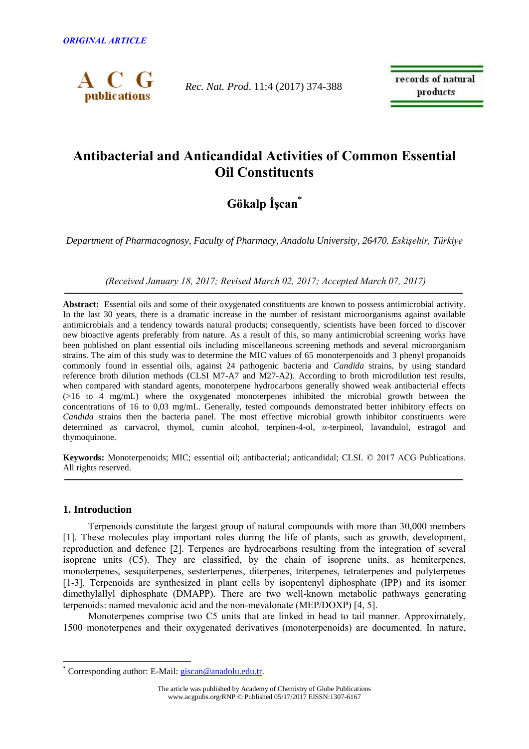*ORIGINAL ARTICLE*

# Antibacterial and Anticandidal Activities of Common Essential Oil Constituents

**Gökalp İşcan***

*Department of Pharmacognosy, Faculty of Pharmacy, Anadolu University, 26470, Eskişehir, Türkiye*

*(Received January 18, 2017; Revised March 02, 2017; Accepted March 07, 2017)*

**Abstract:** Essential oils and some of their oxygenated constituents are known to possess antimicrobial activity. In the last 30 years, there is a dramatic increase in the number of resistant microorganisms against available antimicrobials and a tendency towards natural products; consequently, scientists have been forced to discover new bioactive agents preferably from nature. As a result of this, so many antimicrobial screening works have been published on plant essential oils including miscellaneous screening methods and several microorganism strains. The aim of this study was to determine the MIC values of 65 monoterpenoids and 3 phenyl propanoids commonly found in essential oils, against 24 pathogenic bacteria and *Candida* strains, by using standard reference broth dilution methods (CLSI M7-A7 and M27-A2). According to broth microdilution test results, when compared with standard agents, monoterpene hydrocarbons generally showed weak antibacterial effects (>16 to 4 mg/mL) where the oxygenated monoterpenes inhibited the microbial growth between the concentrations of 16 to 0,03 mg/mL. Generally, tested compounds demonstrated better inhibitory effects on *Candida* strains then the bacteria panel. The most effective microbial growth inhibitor constituents were determined as carvacrol, thymol, cumin alcohol, terpinen-4-ol, *α*-terpineol, lavandulol, estragol and thymoquinone.

**Keywords:** Monoterpenoids; MIC; essential oil; antibacterial; anticandidal; CLSI. © 2017 ACG Publications. All rights reserved.

## 1. Introduction

Terpenoids constitute the largest group of natural compounds with more than 30,000 members [1]. These molecules play important roles during the life of plants, such as growth, development, reproduction and defence [2]. Terpenes are hydrocarbons resulting from the integration of several isoprene units (C5). They are classified, by the chain of isoprene units, as hemiterpenes, monoterpenes, sesquiterpenes, sesterterpenes, diterpenes, triterpenes, tetraterpenes and polyterpenes [1-3]. Terpenoids are synthesized in plant cells by isopentenyl diphosphate (IPP) and its isomer dimethylallyl diphosphate (DMAPP). There are two well-known metabolic pathways generating terpenoids: named mevalonic acid and the non-mevalonate (MEP/DOXP) [4, 5].

Monoterpenes comprise two C5 units that are linked in head to tail manner. Approximately, 1500 monoterpenes and their oxygenated derivatives (monoterpenoids) are documented. In nature,

---

* Corresponding author: E-Mail: giscan@anadolu.edu.tr.

The article was published by Academy of Chemistry of Globe Publications
www.acgpubs.org/RNP © Published 05/17/2017 EISSN:1307-6167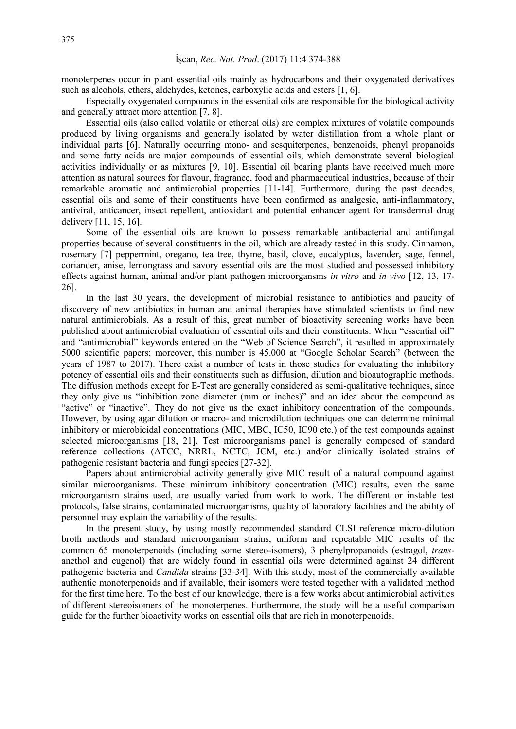monoterpenes occur in plant essential oils mainly as hydrocarbons and their oxygenated derivatives such as alcohols, ethers, aldehydes, ketones, carboxylic acids and esters [1, 6].

Especially oxygenated compounds in the essential oils are responsible for the biological activity and generally attract more attention [7, 8].

Essential oils (also called volatile or ethereal oils) are complex mixtures of volatile compounds produced by living organisms and generally isolated by water distillation from a whole plant or individual parts [6]. Naturally occurring mono- and sesquiterpenes, benzenoids, phenyl propanoids and some fatty acids are major compounds of essential oils, which demonstrate several biological activities individually or as mixtures [9, 10]. Essential oil bearing plants have received much more attention as natural sources for flavour, fragrance, food and pharmaceutical industries, because of their remarkable aromatic and antimicrobial properties [11-14]. Furthermore, during the past decades, essential oils and some of their constituents have been confirmed as analgesic, anti-inflammatory, antiviral, anticancer, insect repellent, antioxidant and potential enhancer agent for transdermal drug delivery [11, 15, 16].

Some of the essential oils are known to possess remarkable antibacterial and antifungal properties because of several constituents in the oil, which are already tested in this study. Cinnamon, rosemary [7] peppermint, oregano, tea tree, thyme, basil, clove, eucalyptus, lavender, sage, fennel, coriander, anise, lemongrass and savory essential oils are the most studied and possessed inhibitory effects against human, animal and/or plant pathogen microorgansms *in vitro* and *in vivo* [12, 13, 17-26].

In the last 30 years, the development of microbial resistance to antibiotics and paucity of discovery of new antibiotics in human and animal therapies have stimulated scientists to find new natural antimicrobials. As a result of this, great number of bioactivity screening works have been published about antimicrobial evaluation of essential oils and their constituents. When "essential oil" and "antimicrobial" keywords entered on the "Web of Science Search", it resulted in approximately 5000 scientific papers; moreover, this number is 45.000 at "Google Scholar Search" (between the years of 1987 to 2017). There exist a number of tests in those studies for evaluating the inhibitory potency of essential oils and their constituents such as diffusion, dilution and bioautographic methods. The diffusion methods except for E-Test are generally considered as semi-qualitative techniques, since they only give us "inhibition zone diameter (mm or inches)" and an idea about the compound as "active" or "inactive". They do not give us the exact inhibitory concentration of the compounds. However, by using agar dilution or macro- and microdilution techniques one can determine minimal inhibitory or microbicidal concentrations (MIC, MBC, IC50, IC90 etc.) of the test compounds against selected microorganisms [18, 21]. Test microorganisms panel is generally composed of standard reference collections (ATCC, NRRL, NCTC, JCM, etc.) and/or clinically isolated strains of pathogenic resistant bacteria and fungi species [27-32].

Papers about antimicrobial activity generally give MIC result of a natural compound against similar microorganisms. These minimum inhibitory concentration (MIC) results, even the same microorganism strains used, are usually varied from work to work. The different or instable test protocols, false strains, contaminated microorganisms, quality of laboratory facilities and the ability of personnel may explain the variability of the results.

In the present study, by using mostly recommended standard CLSI reference micro-dilution broth methods and standard microorganism strains, uniform and repeatable MIC results of the common 65 monoterpenoids (including some stereo-isomers), 3 phenylpropanoids (estragol, *trans*-anethol and eugenol) that are widely found in essential oils were determined against 24 different pathogenic bacteria and *Candida* strains [33-34]. With this study, most of the commercially available authentic monoterpenoids and if available, their isomers were tested together with a validated method for the first time here. To the best of our knowledge, there is a few works about antimicrobial activities of different stereoisomers of the monoterpenes. Furthermore, the study will be a useful comparison guide for the further bioactivity works on essential oils that are rich in monoterpenoids.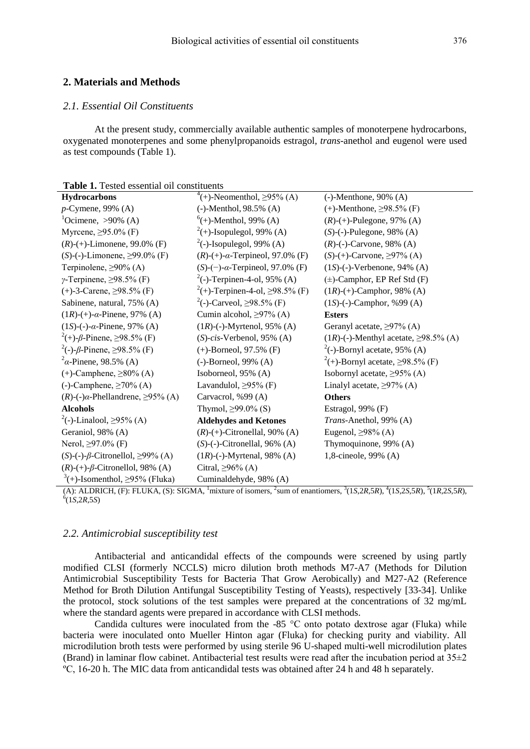## 2. Materials and Methods

### *2.1. Essential Oil Constituents*

At the present study, commercially available authentic samples of monoterpene hydrocarbons, oxygenated monoterpenes and some phenylpropanoids estragol, *trans*-anethol and eugenol were used as test compounds (Table 1).

**Table 1.** Tested essential oil constituents

| **Hydrocarbons** | [4](+)-Neomenthol, ≥95% (A) | (-)-Menthone, 90% (A) |
|---|---|---|
| *p*-Cymene, 99% (A) | (-)-Menthol, 98.5% (A) | (+)-Menthone, ≥98.5% (F) |
| [1]Ocimene, >90% (A) | [6](+)-Menthol, 99% (A) | (*R*)-(+)-Pulegone, 97% (A) |
| Myrcene, ≥95.0% (F) | [2](+)-Isopulegol, 99% (A) | (*S*)-(-)-Pulegone, 98% (A) |
| (*R*)-(+)-Limonene, 99.0% (F) | [2](-)-Isopulegol, 99% (A) | (*R*)-(-)-Carvone, 98% (A) |
| (*S*)-(-)-Limonene, ≥99.0% (F) | (*R*)-(+)-*α*-Terpineol, 97.0% (F) | (*S*)-(+)-Carvone, ≥97% (A) |
| Terpinolene, ≥90% (A) | (*S*)-(−)-*α*-Terpineol, 97.0% (F) | (1*S*)-(-)-Verbenone, 94% (A) |
| *γ*-Terpinene, ≥98.5% (F) | [2](-)-Terpinen-4-ol, 95% (A) | (±)-Camphor, EP Ref Std (F) |
| (+)-3-Carene, ≥98.5% (F) | [2](+)-Terpinen-4-ol, ≥98.5% (F) | (1*R*)-(+)-Camphor, 98% (A) |
| Sabinene, natural, 75% (A) | [2](-)-Carveol, ≥98.5% (F) | (1*S*)-(-)-Camphor, %99 (A) |
| (1*R*)-(+)-*α*-Pinene, 97% (A) | Cumin alcohol, ≥97% (A) | **Esters** |
| (1*S*)-(-)-*α*-Pinene, 97% (A) | (1*R*)-(-)-Myrtenol, 95% (A) | Geranyl acetate, ≥97% (A) |
| [2](+)-*β*-Pinene, ≥98.5% (F) | (*S*)-*cis*-Verbenol, 95% (A) | (1*R*)-(-)-Menthyl acetate, ≥98.5% (A) |
| [2](-)-*β*-Pinene, ≥98.5% (F) | (+)-Borneol, 97.5% (F) | [2](-)-Bornyl acetate, 95% (A) |
| [2]*α*-Pinene, 98.5% (A) | (-)-Borneol, 99% (A) | [2](+)-Bornyl acetate, ≥98.5% (F) |
| (+)-Camphene, ≥80% (A) | Isoborneol, 95% (A) | Isobornyl acetate, ≥95% (A) |
| (-)-Camphene, ≥70% (A) | Lavandulol, ≥95% (F) | Linalyl acetate, ≥97% (A) |
| (*R*)-(-)*α*-Phellandrene, ≥95% (A) | Carvacrol, %99 (A) | **Others** |
| **Alcohols** | Thymol, ≥99.0% (S) | Estragol, 99% (F) |
| [2](-)-Linalool, ≥95% (A) | **Aldehydes and Ketones** | *Trans*-Anethol, 99% (A) |
| Geraniol, 98% (A) | (*R*)-(+)-Citronellal, 90% (A) | Eugenol, ≥98% (A) |
| Nerol, ≥97.0% (F) | (*S*)-(-)-Citronellal, 96% (A) | Thymoquinone, 99% (A) |
| (*S*)-(-)-*β*-Citronellol, ≥99% (A) | (1*R*)-(-)-Myrtenal, 98% (A) | 1,8-cineole, 99% (A) |
| (*R*)-(+)-*β*-Citronellol, 98% (A) | Citral, ≥96% (A) | |
| [3](+)-Isomenthol, ≥95% (Fluka) | Cuminaldehyde, 98% (A) | |

(A): ALDRICH, (F): FLUKA, (S): SIGMA, [1]mixture of isomers, [2]sum of enantiomers, [3](1*S*,2*R*,5*R*), [4](1*S*,2*S*,5*R*), [5](1*R*,2*S*,5*R*), [6](1*S*,2*R*,5*S*)

### *2.2. Antimicrobial susceptibility test*

Antibacterial and anticandidal effects of the compounds were screened by using partly modified CLSI (formerly NCCLS) micro dilution broth methods M7-A7 (Methods for Dilution Antimicrobial Susceptibility Tests for Bacteria That Grow Aerobically) and M27-A2 (Reference Method for Broth Dilution Antifungal Susceptibility Testing of Yeasts), respectively [33-34]. Unlike the protocol, stock solutions of the test samples were prepared at the concentrations of 32 mg/mL where the standard agents were prepared in accordance with CLSI methods.

Candida cultures were inoculated from the -85 °C onto potato dextrose agar (Fluka) while bacteria were inoculated onto Mueller Hinton agar (Fluka) for checking purity and viability. All microdilution broth tests were performed by using sterile 96 U-shaped multi-well microdilution plates (Brand) in laminar flow cabinet. Antibacterial test results were read after the incubation period at 35±2 ºC, 16-20 h. The MIC data from anticandidal tests was obtained after 24 h and 48 h separately.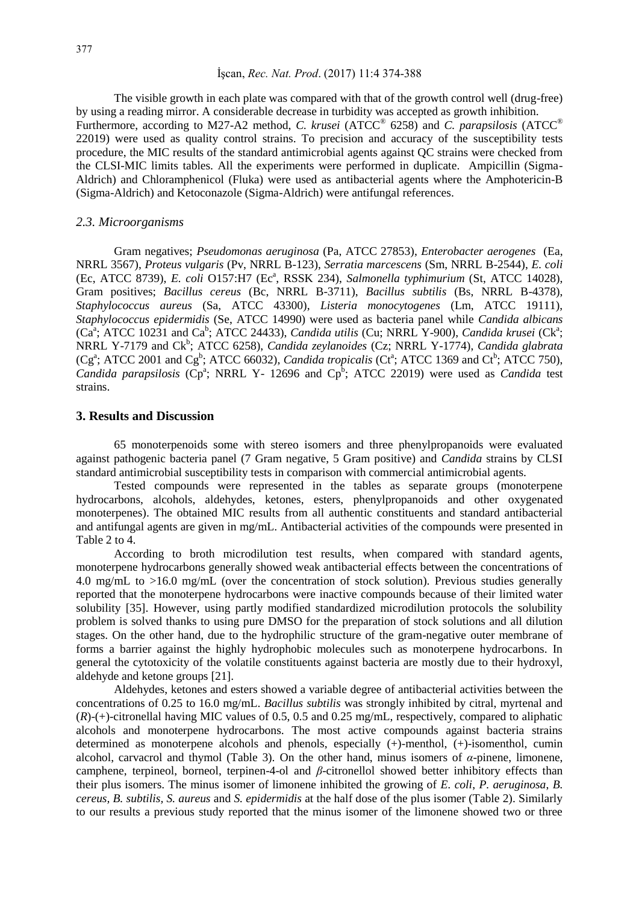The visible growth in each plate was compared with that of the growth control well (drug-free) by using a reading mirror. A considerable decrease in turbidity was accepted as growth inhibition. Furthermore, according to M27-A2 method, *C. krusei* (ATCC® 6258) and *C. parapsilosis* (ATCC® 22019) were used as quality control strains. To precision and accuracy of the susceptibility tests procedure, the MIC results of the standard antimicrobial agents against QC strains were checked from the CLSI-MIC limits tables. All the experiments were performed in duplicate. Ampicillin (Sigma-Aldrich) and Chloramphenicol (Fluka) were used as antibacterial agents where the Amphotericin-B (Sigma-Aldrich) and Ketoconazole (Sigma-Aldrich) were antifungal references.

### *2.3. Microorganisms*

Gram negatives; *Pseudomonas aeruginosa* (Pa, ATCC 27853), *Enterobacter aerogenes* (Ea, NRRL 3567), *Proteus vulgaris* (Pv, NRRL B-123), *Serratia marcescens* (Sm, NRRL B-2544), *E. coli* (Ec, ATCC 8739), *E. coli* O157:H7 (Ec[a], RSSK 234), *Salmonella typhimurium* (St, ATCC 14028), Gram positives; *Bacillus cereus* (Bc, NRRL B-3711), *Bacillus subtilis* (Bs, NRRL B-4378), *Staphylococcus aureus* (Sa, ATCC 43300), *Listeria monocytogenes* (Lm, ATCC 19111), *Staphylococcus epidermidis* (Se, ATCC 14990) were used as bacteria panel while *Candida albicans* (Ca[a]; ATCC 10231 and Ca[b]; ATCC 24433), *Candida utilis* (Cu; NRRL Y-900), *Candida krusei* (Ck[a]; NRRL Y-7179 and Ck[b]; ATCC 6258), *Candida zeylanoides* (Cz; NRRL Y-1774), *Candida glabrata* (Cg[a]; ATCC 2001 and Cg[b]; ATCC 66032), *Candida tropicalis* (Ct[a]; ATCC 1369 and Ct[b]; ATCC 750), *Candida parapsilosis* (Cp[a]; NRRL Y- 12696 and Cp[b]; ATCC 22019) were used as *Candida* test strains.

## 3. Results and Discussion

65 monoterpenoids some with stereo isomers and three phenylpropanoids were evaluated against pathogenic bacteria panel (7 Gram negative, 5 Gram positive) and *Candida* strains by CLSI standard antimicrobial susceptibility tests in comparison with commercial antimicrobial agents.

Tested compounds were represented in the tables as separate groups (monoterpene hydrocarbons, alcohols, aldehydes, ketones, esters, phenylpropanoids and other oxygenated monoterpenes). The obtained MIC results from all authentic constituents and standard antibacterial and antifungal agents are given in mg/mL. Antibacterial activities of the compounds were presented in Table 2 to 4.

According to broth microdilution test results, when compared with standard agents, monoterpene hydrocarbons generally showed weak antibacterial effects between the concentrations of 4.0 mg/mL to >16.0 mg/mL (over the concentration of stock solution). Previous studies generally reported that the monoterpene hydrocarbons were inactive compounds because of their limited water solubility [35]. However, using partly modified standardized microdilution protocols the solubility problem is solved thanks to using pure DMSO for the preparation of stock solutions and all dilution stages. On the other hand, due to the hydrophilic structure of the gram-negative outer membrane of forms a barrier against the highly hydrophobic molecules such as monoterpene hydrocarbons. In general the cytotoxicity of the volatile constituents against bacteria are mostly due to their hydroxyl, aldehyde and ketone groups [21].

Aldehydes, ketones and esters showed a variable degree of antibacterial activities between the concentrations of 0.25 to 16.0 mg/mL. *Bacillus subtilis* was strongly inhibited by citral, myrtenal and (*R*)-(+)-citronellal having MIC values of 0.5, 0.5 and 0.25 mg/mL, respectively, compared to aliphatic alcohols and monoterpene hydrocarbons. The most active compounds against bacteria strains determined as monoterpene alcohols and phenols, especially (+)-menthol, (+)-isomenthol, cumin alcohol, carvacrol and thymol (Table 3). On the other hand, minus isomers of *α*-pinene, limonene, camphene, terpineol, borneol, terpinen-4-ol and *β*-citronellol showed better inhibitory effects than their plus isomers. The minus isomer of limonene inhibited the growing of *E. coli*, *P. aeruginosa*, *B. cereus, B. subtilis, S. aureus* and *S. epidermidis* at the half dose of the plus isomer (Table 2). Similarly to our results a previous study reported that the minus isomer of the limonene showed two or three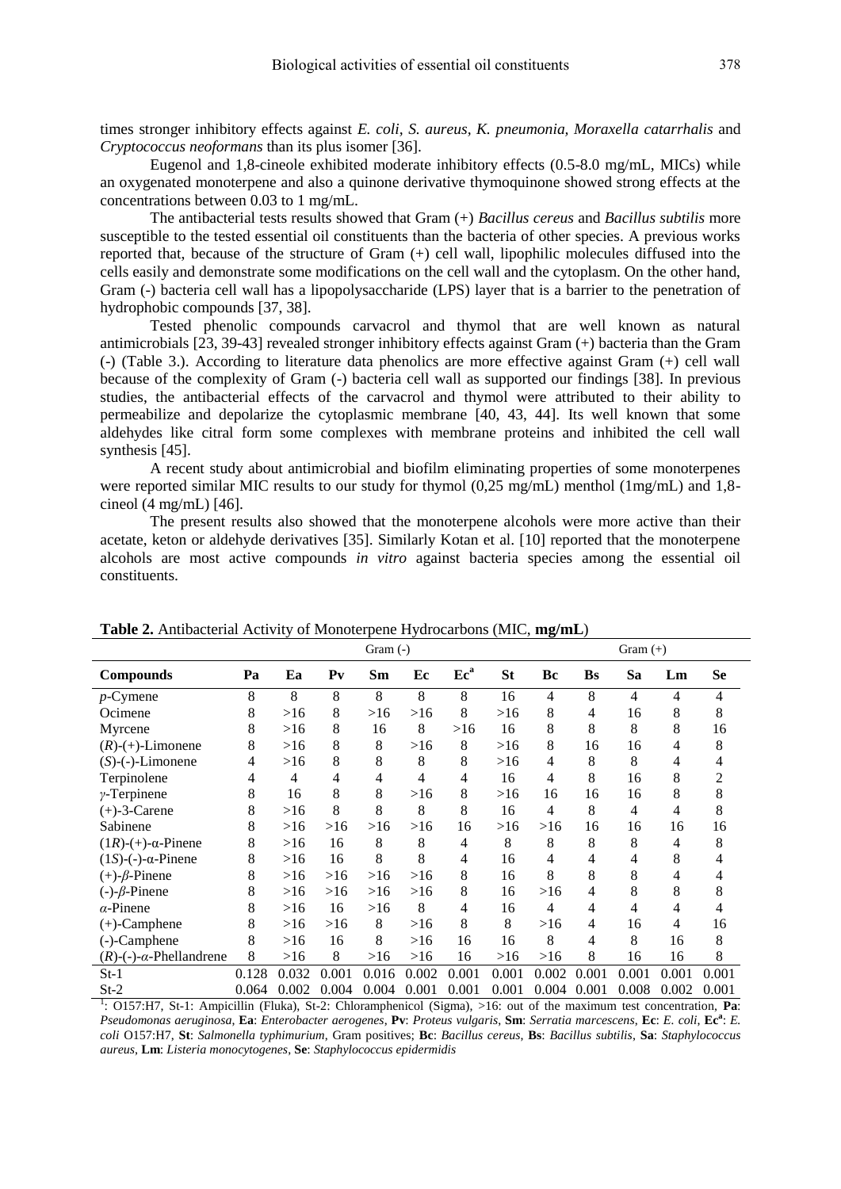times stronger inhibitory effects against *E. coli*, *S. aureus*, *K. pneumonia*, *Moraxella catarrhalis* and *Cryptococcus neoformans* than its plus isomer [36].

Eugenol and 1,8-cineole exhibited moderate inhibitory effects (0.5-8.0 mg/mL, MICs) while an oxygenated monoterpene and also a quinone derivative thymoquinone showed strong effects at the concentrations between 0.03 to 1 mg/mL.

The antibacterial tests results showed that Gram (+) *Bacillus cereus* and *Bacillus subtilis* more susceptible to the tested essential oil constituents than the bacteria of other species. A previous works reported that, because of the structure of Gram (+) cell wall, lipophilic molecules diffused into the cells easily and demonstrate some modifications on the cell wall and the cytoplasm. On the other hand, Gram (-) bacteria cell wall has a lipopolysaccharide (LPS) layer that is a barrier to the penetration of hydrophobic compounds [37, 38].

Tested phenolic compounds carvacrol and thymol that are well known as natural antimicrobials [23, 39-43] revealed stronger inhibitory effects against Gram (+) bacteria than the Gram (-) (Table 3.). According to literature data phenolics are more effective against Gram (+) cell wall because of the complexity of Gram (-) bacteria cell wall as supported our findings [38]. In previous studies, the antibacterial effects of the carvacrol and thymol were attributed to their ability to permeabilize and depolarize the cytoplasmic membrane [40, 43, 44]. Its well known that some aldehydes like citral form some complexes with membrane proteins and inhibited the cell wall synthesis [45].

A recent study about antimicrobial and biofilm eliminating properties of some monoterpenes were reported similar MIC results to our study for thymol (0,25 mg/mL) menthol (1mg/mL) and 1,8-cineol (4 mg/mL) [46].

The present results also showed that the monoterpene alcohols were more active than their acetate, keton or aldehyde derivatives [35]. Similarly Kotan et al. [10] reported that the monoterpene alcohols are most active compounds *in vitro* against bacteria species among the essential oil constituents.

**Table 2.** Antibacterial Activity of Monoterpene Hydrocarbons (MIC, **mg/mL**)

| | Gram (-) | | | | | | | Gram (+) | | | | |
|---|---|---|---|---|---|---|---|---|---|---|---|---|
| **Compounds** | **Pa** | **Ea** | **Pv** | **Sm** | **Ec** | **Ec[a]** | **St** | **Bc** | **Bs** | **Sa** | **Lm** | **Se** |
| *p*-Cymene | 8 | 8 | 8 | 8 | 8 | 8 | 16 | 4 | 8 | 4 | 4 | 4 |
| Ocimene | 8 | >16 | 8 | >16 | >16 | 8 | >16 | 8 | 4 | 16 | 8 | 8 |
| Myrcene | 8 | >16 | 8 | 16 | 8 | >16 | 16 | 8 | 8 | 8 | 8 | 16 |
| (*R*)-(+)-Limonene | 8 | >16 | 8 | 8 | >16 | 8 | >16 | 8 | 16 | 16 | 4 | 8 |
| (*S*)-(-)-Limonene | 4 | >16 | 8 | 8 | 8 | 8 | >16 | 4 | 8 | 8 | 4 | 4 |
| Terpinolene | 4 | 4 | 4 | 4 | 4 | 4 | 16 | 4 | 8 | 16 | 8 | 2 |
| *γ*-Terpinene | 8 | 16 | 8 | 8 | >16 | 8 | >16 | 16 | 16 | 16 | 8 | 8 |
| (+)-3-Carene | 8 | >16 | 8 | 8 | 8 | 8 | 16 | 4 | 8 | 4 | 4 | 8 |
| Sabinene | 8 | >16 | >16 | >16 | >16 | 16 | >16 | >16 | 16 | 16 | 16 | 16 |
| (1*R*)-(+)-α-Pinene | 8 | >16 | 16 | 8 | 8 | 4 | 8 | 8 | 8 | 8 | 4 | 8 |
| (1*S*)-(-)-α-Pinene | 8 | >16 | 16 | 8 | 8 | 4 | 16 | 4 | 4 | 4 | 8 | 4 |
| (+)-*β*-Pinene | 8 | >16 | >16 | >16 | >16 | 8 | 16 | 8 | 8 | 8 | 4 | 4 |
| (-)-*β*-Pinene | 8 | >16 | >16 | >16 | >16 | 8 | 16 | >16 | 4 | 8 | 8 | 8 |
| *α*-Pinene | 8 | >16 | 16 | >16 | 8 | 4 | 16 | 4 | 4 | 4 | 4 | 4 |
| (+)-Camphene | 8 | >16 | >16 | 8 | >16 | 8 | 8 | >16 | 4 | 16 | 4 | 16 |
| (-)-Camphene | 8 | >16 | 16 | 8 | >16 | 16 | 16 | 8 | 4 | 8 | 16 | 8 |
| (*R*)-(-)-*α*-Phellandrene | 8 | >16 | 8 | >16 | >16 | 16 | >16 | >16 | 8 | 16 | 16 | 8 |
| St-1 | 0.128 | 0.032 | 0.001 | 0.016 | 0.002 | 0.001 | 0.001 | 0.002 | 0.001 | 0.001 | 0.001 | 0.001 |
| St-2 | 0.064 | 0.002 | 0.004 | 0.004 | 0.001 | 0.001 | 0.001 | 0.004 | 0.001 | 0.008 | 0.002 | 0.001 |

[1]: O157:H7, St-1: Ampicillin (Fluka), St-2: Chloramphenicol (Sigma), >16: out of the maximum test concentration, **Pa**: *Pseudomonas aeruginosa*, **Ea**: *Enterobacter aerogenes*, **Pv**: *Proteus vulgaris*, **Sm**: *Serratia marcescens*, **Ec**: *E. coli*, **Ec[a]**: *E. coli* O157:H7, **St**: *Salmonella typhimurium*, Gram positives; **Bc**: *Bacillus cereus*, **Bs**: *Bacillus subtilis*, **Sa**: *Staphylococcus aureus*, **Lm**: *Listeria monocytogenes*, **Se**: *Staphylococcus epidermidis*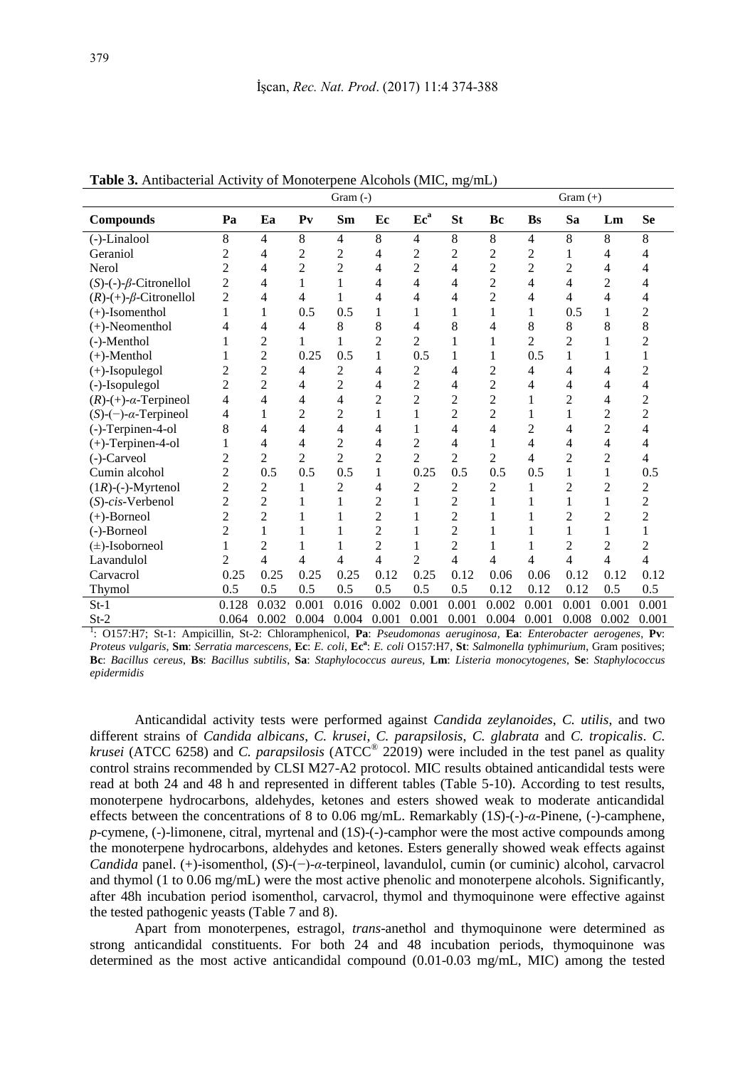**Table 3.** Antibacterial Activity of Monoterpene Alcohols (MIC, mg/mL)

| | Gram (-) | | | | | | | Gram (+) | | | | |
|---|---|---|---|---|---|---|---|---|---|---|---|---|
| **Compounds** | **Pa** | **Ea** | **Pv** | **Sm** | **Ec** | **Ec[a]** | **St** | **Bc** | **Bs** | **Sa** | **Lm** | **Se** |
| (-)-Linalool | 8 | 4 | 8 | 4 | 8 | 4 | 8 | 8 | 4 | 8 | 8 | 8 |
| Geraniol | 2 | 4 | 2 | 2 | 4 | 2 | 2 | 2 | 2 | 1 | 4 | 4 |
| Nerol | 2 | 4 | 2 | 2 | 4 | 2 | 4 | 2 | 2 | 2 | 4 | 4 |
| (*S*)-(-)-*β*-Citronellol | 2 | 4 | 1 | 1 | 4 | 4 | 4 | 2 | 4 | 4 | 2 | 4 |
| (*R*)-(+)-*β*-Citronellol | 2 | 4 | 4 | 1 | 4 | 4 | 4 | 2 | 4 | 4 | 4 | 4 |
| (+)-Isomenthol | 1 | 1 | 0.5 | 0.5 | 1 | 1 | 1 | 1 | 1 | 0.5 | 1 | 2 |
| (+)-Neomenthol | 4 | 4 | 4 | 8 | 8 | 4 | 8 | 4 | 8 | 8 | 8 | 8 |
| (-)-Menthol | 1 | 2 | 1 | 1 | 2 | 2 | 1 | 1 | 2 | 2 | 1 | 2 |
| (+)-Menthol | 1 | 2 | 0.25 | 0.5 | 1 | 0.5 | 1 | 1 | 0.5 | 1 | 1 | 1 |
| (+)-Isopulegol | 2 | 2 | 4 | 2 | 4 | 2 | 4 | 2 | 4 | 4 | 4 | 2 |
| (-)-Isopulegol | 2 | 2 | 4 | 2 | 4 | 2 | 4 | 2 | 4 | 4 | 4 | 4 |
| (*R*)-(+)-*α*-Terpineol | 4 | 4 | 4 | 4 | 2 | 2 | 2 | 2 | 1 | 2 | 4 | 2 |
| (*S*)-(−)-*α*-Terpineol | 4 | 1 | 2 | 2 | 1 | 1 | 2 | 2 | 1 | 1 | 2 | 2 |
| (-)-Terpinen-4-ol | 8 | 4 | 4 | 4 | 4 | 1 | 4 | 4 | 2 | 4 | 2 | 4 |
| (+)-Terpinen-4-ol | 1 | 4 | 4 | 2 | 4 | 2 | 4 | 1 | 4 | 4 | 4 | 4 |
| (-)-Carveol | 2 | 2 | 2 | 2 | 2 | 2 | 2 | 2 | 4 | 2 | 2 | 4 |
| Cumin alcohol | 2 | 0.5 | 0.5 | 0.5 | 1 | 0.25 | 0.5 | 0.5 | 0.5 | 1 | 1 | 0.5 |
| (1*R*)-(-)-Myrtenol | 2 | 2 | 1 | 2 | 4 | 2 | 2 | 2 | 1 | 2 | 2 | 2 |
| (*S*)-*cis*-Verbenol | 2 | 2 | 1 | 1 | 2 | 1 | 2 | 1 | 1 | 1 | 1 | 2 |
| (+)-Borneol | 2 | 2 | 1 | 1 | 2 | 1 | 2 | 1 | 1 | 2 | 2 | 2 |
| (-)-Borneol | 2 | 1 | 1 | 1 | 2 | 1 | 2 | 1 | 1 | 1 | 1 | 1 |
| (±)-Isoborneol | 1 | 2 | 1 | 1 | 2 | 1 | 2 | 1 | 1 | 2 | 2 | 2 |
| Lavandulol | 2 | 4 | 4 | 4 | 4 | 2 | 4 | 4 | 4 | 4 | 4 | 4 |
| Carvacrol | 0.25 | 0.25 | 0.25 | 0.25 | 0.12 | 0.25 | 0.12 | 0.06 | 0.06 | 0.12 | 0.12 | 0.12 |
| Thymol | 0.5 | 0.5 | 0.5 | 0.5 | 0.5 | 0.5 | 0.5 | 0.12 | 0.12 | 0.12 | 0.5 | 0.5 |
| St-1 | 0.128 | 0.032 | 0.001 | 0.016 | 0.002 | 0.001 | 0.001 | 0.002 | 0.001 | 0.001 | 0.001 | 0.001 |
| St-2 | 0.064 | 0.002 | 0.004 | 0.004 | 0.001 | 0.001 | 0.001 | 0.004 | 0.001 | 0.008 | 0.002 | 0.001 |

[1]: O157:H7; St-1: Ampicillin, St-2: Chloramphenicol, **Pa**: *Pseudomonas aeruginosa*, **Ea**: *Enterobacter aerogenes*, **Pv**: *Proteus vulgaris*, **Sm**: *Serratia marcescens*, **Ec**: *E. coli*, **Ec[a]**: *E. coli* O157:H7, **St**: *Salmonella typhimurium*, Gram positives; **Bc**: *Bacillus cereus*, **Bs**: *Bacillus subtilis*, **Sa**: *Staphylococcus aureus*, **Lm**: *Listeria monocytogenes*, **Se**: *Staphylococcus epidermidis*

Anticandidal activity tests were performed against *Candida zeylanoides*, *C. utilis*, and two different strains of *Candida albicans*, *C. krusei*, *C. parapsilosis*, *C. glabrata* and *C. tropicalis*. *C. krusei* (ATCC 6258) and *C. parapsilosis* (ATCC® 22019) were included in the test panel as quality control strains recommended by CLSI M27-A2 protocol. MIC results obtained anticandidal tests were read at both 24 and 48 h and represented in different tables (Table 5-10). According to test results, monoterpene hydrocarbons, aldehydes, ketones and esters showed weak to moderate anticandidal effects between the concentrations of 8 to 0.06 mg/mL. Remarkably (1*S*)-(-)-*α*-Pinene, (-)-camphene, *p*-cymene, (-)-limonene, citral, myrtenal and (1*S*)-(-)-camphor were the most active compounds among the monoterpene hydrocarbons, aldehydes and ketones. Esters generally showed weak effects against *Candida* panel. (+)-isomenthol, (*S*)-(−)-*α*-terpineol, lavandulol, cumin (or cuminic) alcohol, carvacrol and thymol (1 to 0.06 mg/mL) were the most active phenolic and monoterpene alcohols. Significantly, after 48h incubation period isomenthol, carvacrol, thymol and thymoquinone were effective against the tested pathogenic yeasts (Table 7 and 8).

Apart from monoterpenes, estragol, *trans*-anethol and thymoquinone were determined as strong anticandidal constituents. For both 24 and 48 incubation periods, thymoquinone was determined as the most active anticandidal compound (0.01-0.03 mg/mL, MIC) among the tested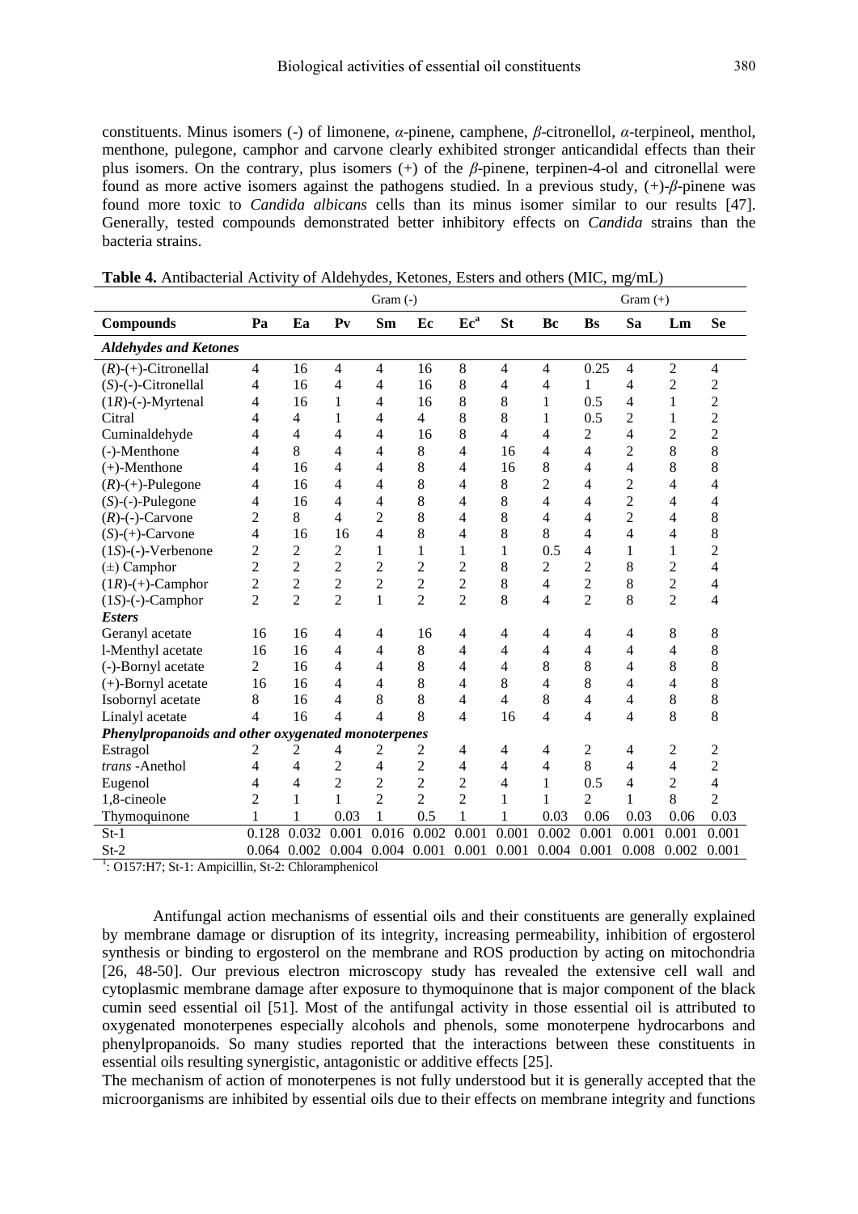constituents. Minus isomers (-) of limonene, *α*-pinene, camphene, *β*-citronellol, *α*-terpineol, menthol, menthone, pulegone, camphor and carvone clearly exhibited stronger anticandidal effects than their plus isomers. On the contrary, plus isomers (+) of the *β*-pinene, terpinen-4-ol and citronellal were found as more active isomers against the pathogens studied. In a previous study, (+)-*β*-pinene was found more toxic to *Candida albicans* cells than its minus isomer similar to our results [47]. Generally, tested compounds demonstrated better inhibitory effects on *Candida* strains than the bacteria strains.

**Table 4.** Antibacterial Activity of Aldehydes, Ketones, Esters and others (MIC, mg/mL)

| | Gram (-) | | | | | | | Gram (+) | | | | |
|---|---|---|---|---|---|---|---|---|---|---|---|---|
| **Compounds** | **Pa** | **Ea** | **Pv** | **Sm** | **Ec** | **Ec[a]** | **St** | **Bc** | **Bs** | **Sa** | **Lm** | **Se** |
| ***Aldehydes and Ketones*** | | | | | | | | | | | | |
| (*R*)-(+)-Citronellal | 4 | 16 | 4 | 4 | 16 | 8 | 4 | 4 | 0.25 | 4 | 2 | 4 |
| (*S*)-(-)-Citronellal | 4 | 16 | 4 | 4 | 16 | 8 | 4 | 4 | 1 | 4 | 2 | 2 |
| (1*R*)-(-)-Myrtenal | 4 | 16 | 1 | 4 | 16 | 8 | 8 | 1 | 0.5 | 4 | 1 | 2 |
| Citral | 4 | 4 | 1 | 4 | 4 | 8 | 8 | 1 | 0.5 | 2 | 1 | 2 |
| Cuminaldehyde | 4 | 4 | 4 | 4 | 16 | 8 | 4 | 4 | 2 | 4 | 2 | 2 |
| (-)-Menthone | 4 | 8 | 4 | 4 | 8 | 4 | 16 | 4 | 4 | 2 | 8 | 8 |
| (+)-Menthone | 4 | 16 | 4 | 4 | 8 | 4 | 16 | 8 | 4 | 4 | 8 | 8 |
| (*R*)-(+)-Pulegone | 4 | 16 | 4 | 4 | 8 | 4 | 8 | 2 | 4 | 2 | 4 | 4 |
| (*S*)-(-)-Pulegone | 4 | 16 | 4 | 4 | 8 | 4 | 8 | 4 | 4 | 2 | 4 | 4 |
| (*R*)-(-)-Carvone | 2 | 8 | 4 | 2 | 8 | 4 | 8 | 4 | 4 | 2 | 4 | 8 |
| (*S*)-(+)-Carvone | 4 | 16 | 16 | 4 | 8 | 4 | 8 | 8 | 4 | 4 | 4 | 8 |
| (1*S*)-(-)-Verbenone | 2 | 2 | 2 | 1 | 1 | 1 | 1 | 0.5 | 4 | 1 | 1 | 2 |
| (±) Camphor | 2 | 2 | 2 | 2 | 2 | 2 | 8 | 2 | 2 | 8 | 2 | 4 |
| (1*R*)-(+)-Camphor | 2 | 2 | 2 | 2 | 2 | 2 | 8 | 4 | 2 | 8 | 2 | 4 |
| (1*S*)-(-)-Camphor | 2 | 2 | 2 | 1 | 2 | 2 | 8 | 4 | 2 | 8 | 2 | 4 |
| ***Esters*** | | | | | | | | | | | | |
| Geranyl acetate | 16 | 16 | 4 | 4 | 16 | 4 | 4 | 4 | 4 | 4 | 8 | 8 |
| l-Menthyl acetate | 16 | 16 | 4 | 4 | 8 | 4 | 4 | 4 | 4 | 4 | 4 | 8 |
| (-)-Bornyl acetate | 2 | 16 | 4 | 4 | 8 | 4 | 4 | 8 | 8 | 4 | 8 | 8 |
| (+)-Bornyl acetate | 16 | 16 | 4 | 4 | 8 | 4 | 8 | 4 | 8 | 4 | 4 | 8 |
| Isobornyl acetate | 8 | 16 | 4 | 8 | 8 | 4 | 4 | 8 | 4 | 4 | 8 | 8 |
| Linalyl acetate | 4 | 16 | 4 | 4 | 8 | 4 | 16 | 4 | 4 | 4 | 8 | 8 |
| ***Phenylpropanoids and other oxygenated monoterpenes*** | | | | | | | | | | | | |
| Estragol | 2 | 2 | 4 | 2 | 2 | 4 | 4 | 4 | 2 | 4 | 2 | 2 |
| *trans* -Anethol | 4 | 4 | 2 | 4 | 2 | 4 | 4 | 4 | 8 | 4 | 4 | 2 |
| Eugenol | 4 | 4 | 2 | 2 | 2 | 2 | 4 | 1 | 0.5 | 4 | 2 | 4 |
| 1,8-cineole | 2 | 1 | 1 | 2 | 2 | 2 | 1 | 1 | 2 | 1 | 8 | 2 |
| Thymoquinone | 1 | 1 | 0.03 | 1 | 0.5 | 1 | 1 | 0.03 | 0.06 | 0.03 | 0.06 | 0.03 |
| St-1 | 0.128 | 0.032 | 0.001 | 0.016 | 0.002 | 0.001 | 0.001 | 0.002 | 0.001 | 0.001 | 0.001 | 0.001 |
| St-2 | 0.064 | 0.002 | 0.004 | 0.004 | 0.001 | 0.001 | 0.001 | 0.004 | 0.001 | 0.008 | 0.002 | 0.001 |

[1]: O157:H7; St-1: Ampicillin, St-2: Chloramphenicol

Antifungal action mechanisms of essential oils and their constituents are generally explained by membrane damage or disruption of its integrity, increasing permeability, inhibition of ergosterol synthesis or binding to ergosterol on the membrane and ROS production by acting on mitochondria [26, 48-50]. Our previous electron microscopy study has revealed the extensive cell wall and cytoplasmic membrane damage after exposure to thymoquinone that is major component of the black cumin seed essential oil [51]. Most of the antifungal activity in those essential oil is attributed to oxygenated monoterpenes especially alcohols and phenols, some monoterpene hydrocarbons and phenylpropanoids. So many studies reported that the interactions between these constituents in essential oils resulting synergistic, antagonistic or additive effects [25].

The mechanism of action of monoterpenes is not fully understood but it is generally accepted that the microorganisms are inhibited by essential oils due to their effects on membrane integrity and functions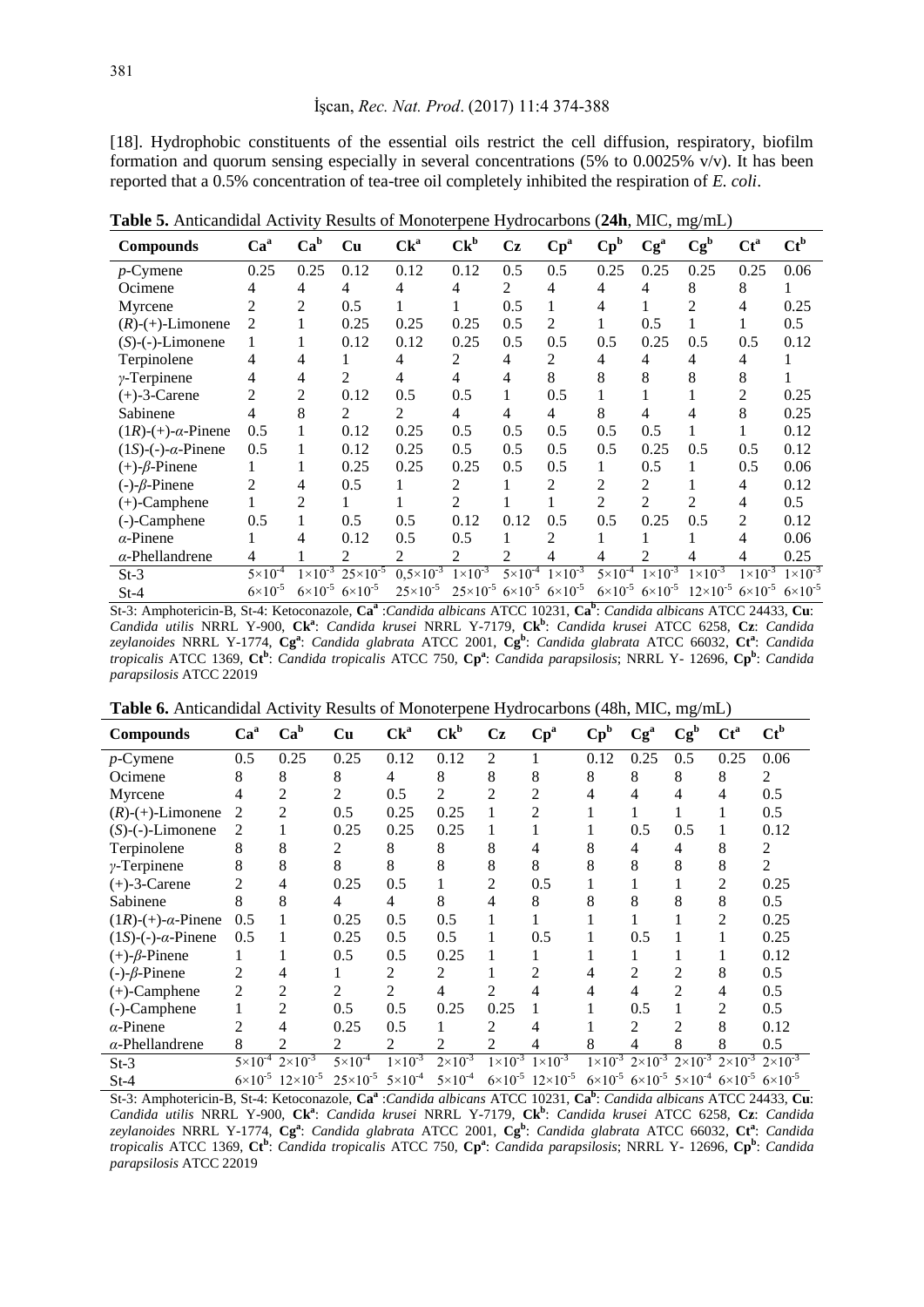[18]. Hydrophobic constituents of the essential oils restrict the cell diffusion, respiratory, biofilm formation and quorum sensing especially in several concentrations (5% to 0.0025% v/v). It has been reported that a 0.5% concentration of tea-tree oil completely inhibited the respiration of *E. coli*.

**Table 5.** Anticandidal Activity Results of Monoterpene Hydrocarbons (**24h**, MIC, mg/mL)

| Compounds | Ca[a] | Ca[b] | Cu | Ck[a] | Ck[b] | Cz | Cp[a] | Cp[b] | Cg[a] | Cg[b] | Ct[a] | Ct[b] |
|---|---|---|---|---|---|---|---|---|---|---|---|---|
| *p*-Cymene | 0.25 | 0.25 | 0.12 | 0.12 | 0.12 | 0.5 | 0.5 | 0.25 | 0.25 | 0.25 | 0.25 | 0.06 |
| Ocimene | 4 | 4 | 4 | 4 | 4 | 2 | 4 | 4 | 4 | 8 | 8 | 1 |
| Myrcene | 2 | 2 | 0.5 | 1 | 1 | 0.5 | 1 | 4 | 1 | 2 | 4 | 0.25 |
| (*R*)-(+)-Limonene | 2 | 1 | 0.25 | 0.25 | 0.25 | 0.5 | 2 | 1 | 0.5 | 1 | 1 | 0.5 |
| (*S*)-(-)-Limonene | 1 | 1 | 0.12 | 0.12 | 0.25 | 0.5 | 0.5 | 0.5 | 0.25 | 0.5 | 0.5 | 0.12 |
| Terpinolene | 4 | 4 | 1 | 4 | 2 | 4 | 2 | 4 | 4 | 4 | 4 | 1 |
| *γ*-Terpinene | 4 | 4 | 2 | 4 | 4 | 4 | 8 | 8 | 8 | 8 | 8 | 1 |
| (+)-3-Carene | 2 | 2 | 0.12 | 0.5 | 0.5 | 1 | 0.5 | 1 | 1 | 1 | 2 | 0.25 |
| Sabinene | 4 | 8 | 2 | 2 | 4 | 4 | 4 | 8 | 4 | 4 | 8 | 0.25 |
| (1*R*)-(+)-*α*-Pinene | 0.5 | 1 | 0.12 | 0.25 | 0.5 | 0.5 | 0.5 | 0.5 | 0.5 | 1 | 1 | 0.12 |
| (1*S*)-(-)-*α*-Pinene | 0.5 | 1 | 0.12 | 0.25 | 0.5 | 0.5 | 0.5 | 0.5 | 0.25 | 0.5 | 0.5 | 0.12 |
| (+)-*β*-Pinene | 1 | 1 | 0.25 | 0.25 | 0.25 | 0.5 | 0.5 | 1 | 0.5 | 1 | 0.5 | 0.06 |
| (-)-*β*-Pinene | 2 | 4 | 0.5 | 1 | 2 | 1 | 2 | 2 | 2 | 1 | 4 | 0.12 |
| (+)-Camphene | 1 | 2 | 1 | 1 | 2 | 1 | 1 | 2 | 2 | 2 | 4 | 0.5 |
| (-)-Camphene | 0.5 | 1 | 0.5 | 0.5 | 0.12 | 0.12 | 0.5 | 0.5 | 0.25 | 0.5 | 2 | 0.12 |
| *α*-Pinene | 1 | 4 | 0.12 | 0.5 | 0.5 | 1 | 2 | 1 | 1 | 1 | 4 | 0.06 |
| *α*-Phellandrene | 4 | 1 | 2 | 2 | 2 | 2 | 4 | 4 | 2 | 4 | 4 | 0.25 |
| St-3 | $5\times10^{-4}$ | $1\times10^{-3}$ | $25\times10^{-5}$ | $0{,}5\times10^{-3}$ | $1\times10^{-3}$ | $5\times10^{-4}$ | $1\times10^{-3}$ | $5\times10^{-4}$ | $1\times10^{-3}$ | $1\times10^{-3}$ | $1\times10^{-3}$ | $1\times10^{-3}$ |
| St-4 | $6\times10^{-5}$ | $6\times10^{-5}$ | $6\times10^{-5}$ | $25\times10^{-5}$ | $25\times10^{-5}$ | $6\times10^{-5}$ | $6\times10^{-5}$ | $6\times10^{-5}$ | $6\times10^{-5}$ | $12\times10^{-5}$ | $6\times10^{-5}$ | $6\times10^{-5}$ |

St-3: Amphotericin-B, St-4: Ketoconazole, **Ca[a]** :*Candida albicans* ATCC 10231, **Ca[b]**: *Candida albicans* ATCC 24433, **Cu**: *Candida utilis* NRRL Y-900, **Ck[a]**: *Candida krusei* NRRL Y-7179, **Ck[b]**: *Candida krusei* ATCC 6258, **Cz**: *Candida zeylanoides* NRRL Y-1774, **Cg[a]**: *Candida glabrata* ATCC 2001, **Cg[b]**: *Candida glabrata* ATCC 66032, **Ct[a]**: *Candida tropicalis* ATCC 1369, **Ct[b]**: *Candida tropicalis* ATCC 750, **Cp[a]**: *Candida parapsilosis*; NRRL Y- 12696, **Cp[b]**: *Candida parapsilosis* ATCC 22019

**Table 6.** Anticandidal Activity Results of Monoterpene Hydrocarbons (48h, MIC, mg/mL)

| Compounds | Ca[a] | Ca[b] | Cu | Ck[a] | Ck[b] | Cz | Cp[a] | Cp[b] | Cg[a] | Cg[b] | Ct[a] | Ct[b] |
|---|---|---|---|---|---|---|---|---|---|---|---|---|
| *p*-Cymene | 0.5 | 0.25 | 0.25 | 0.12 | 0.12 | 2 | 1 | 0.12 | 0.25 | 0.5 | 0.25 | 0.06 |
| Ocimene | 8 | 8 | 8 | 4 | 8 | 8 | 8 | 8 | 8 | 8 | 8 | 2 |
| Myrcene | 4 | 2 | 2 | 0.5 | 2 | 2 | 2 | 4 | 4 | 4 | 4 | 0.5 |
| (*R*)-(+)-Limonene | 2 | 2 | 0.5 | 0.25 | 0.25 | 1 | 2 | 1 | 1 | 1 | 1 | 0.5 |
| (*S*)-(-)-Limonene | 2 | 1 | 0.25 | 0.25 | 0.25 | 1 | 1 | 1 | 0.5 | 0.5 | 1 | 0.12 |
| Terpinolene | 8 | 8 | 2 | 8 | 8 | 8 | 4 | 8 | 4 | 4 | 8 | 2 |
| *γ*-Terpinene | 8 | 8 | 8 | 8 | 8 | 8 | 8 | 8 | 8 | 8 | 8 | 2 |
| (+)-3-Carene | 2 | 4 | 0.25 | 0.5 | 1 | 2 | 0.5 | 1 | 1 | 1 | 2 | 0.25 |
| Sabinene | 8 | 8 | 4 | 4 | 8 | 4 | 8 | 8 | 8 | 8 | 8 | 0.5 |
| (1*R*)-(+)-*α*-Pinene | 0.5 | 1 | 0.25 | 0.5 | 0.5 | 1 | 1 | 1 | 1 | 1 | 2 | 0.25 |
| (1*S*)-(-)-*α*-Pinene | 0.5 | 1 | 0.25 | 0.5 | 0.5 | 1 | 0.5 | 1 | 0.5 | 1 | 1 | 0.25 |
| (+)-*β*-Pinene | 1 | 1 | 0.5 | 0.5 | 0.25 | 1 | 1 | 1 | 1 | 1 | 1 | 0.12 |
| (-)-*β*-Pinene | 2 | 4 | 1 | 2 | 2 | 1 | 2 | 4 | 2 | 2 | 8 | 0.5 |
| (+)-Camphene | 2 | 2 | 2 | 2 | 4 | 2 | 4 | 4 | 4 | 2 | 4 | 0.5 |
| (-)-Camphene | 1 | 2 | 0.5 | 0.5 | 0.25 | 0.25 | 1 | 1 | 0.5 | 1 | 2 | 0.5 |
| *α*-Pinene | 2 | 4 | 0.25 | 0.5 | 1 | 2 | 4 | 1 | 2 | 2 | 8 | 0.12 |
| *α*-Phellandrene | 8 | 2 | 2 | 2 | 2 | 2 | 4 | 8 | 4 | 8 | 8 | 0.5 |
| St-3 | $5\times10^{-4}$ | $2\times10^{-3}$ | $5\times10^{-4}$ | $1\times10^{-3}$ | $2\times10^{-3}$ | $1\times10^{-3}$ | $1\times10^{-3}$ | $1\times10^{-3}$ | $2\times10^{-3}$ | $2\times10^{-3}$ | $2\times10^{-3}$ | $2\times10^{-3}$ |
| St-4 | $6\times10^{-5}$ | $12\times10^{-5}$ | $25\times10^{-5}$ | $5\times10^{-4}$ | $5\times10^{-4}$ | $6\times10^{-5}$ | $12\times10^{-5}$ | $6\times10^{-5}$ | $6\times10^{-5}$ | $5\times10^{-4}$ | $6\times10^{-5}$ | $6\times10^{-5}$ |

St-3: Amphotericin-B, St-4: Ketoconazole, **Ca[a]** :*Candida albicans* ATCC 10231, **Ca[b]**: *Candida albicans* ATCC 24433, **Cu**: *Candida utilis* NRRL Y-900, **Ck[a]**: *Candida krusei* NRRL Y-7179, **Ck[b]**: *Candida krusei* ATCC 6258, **Cz**: *Candida zeylanoides* NRRL Y-1774, **Cg[a]**: *Candida glabrata* ATCC 2001, **Cg[b]**: *Candida glabrata* ATCC 66032, **Ct[a]**: *Candida tropicalis* ATCC 1369, **Ct[b]**: *Candida tropicalis* ATCC 750, **Cp[a]**: *Candida parapsilosis*; NRRL Y- 12696, **Cp[b]**: *Candida parapsilosis* ATCC 22019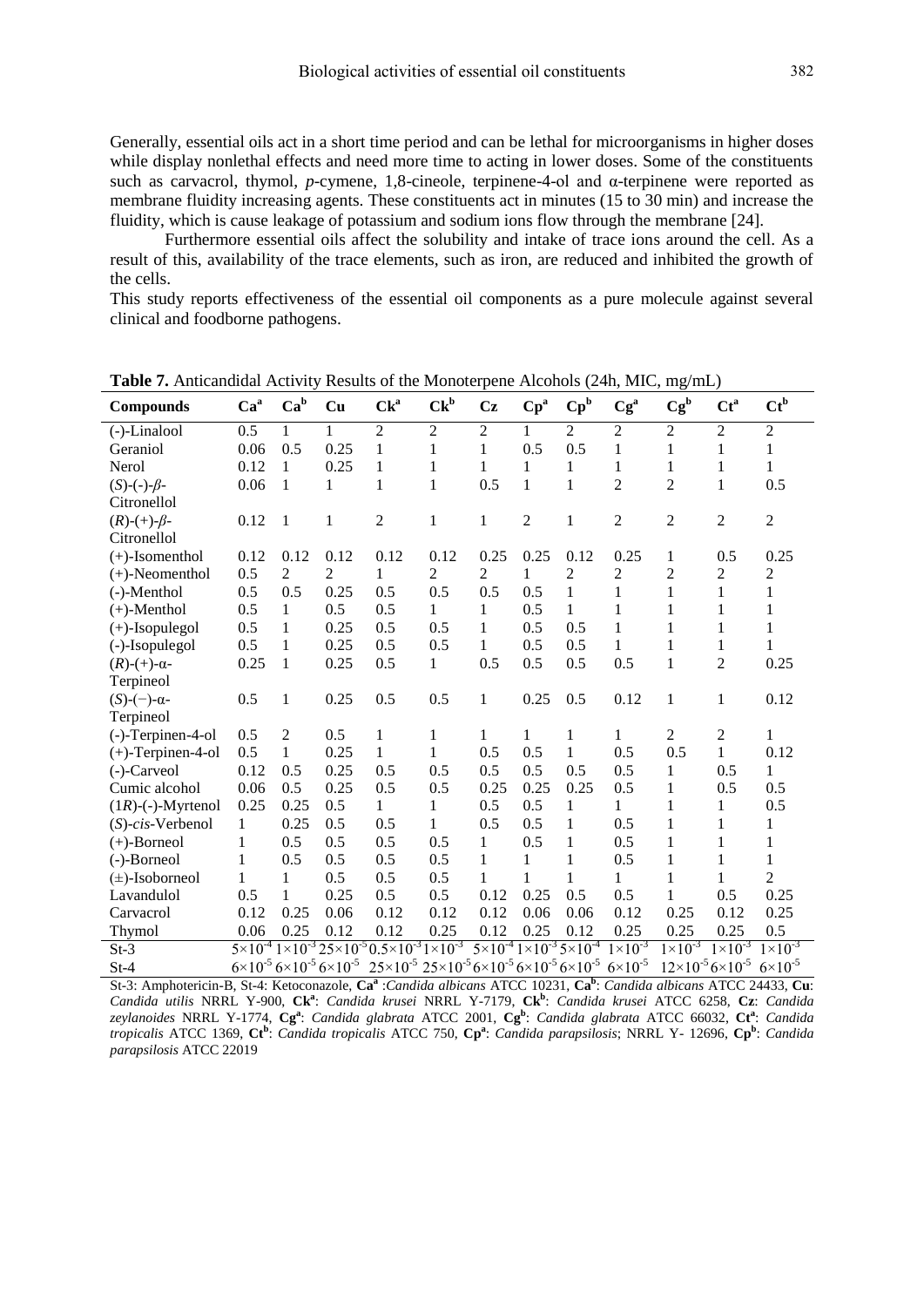Generally, essential oils act in a short time period and can be lethal for microorganisms in higher doses while display nonlethal effects and need more time to acting in lower doses. Some of the constituents such as carvacrol, thymol, *p*-cymene, 1,8-cineole, terpinene-4-ol and α-terpinene were reported as membrane fluidity increasing agents. These constituents act in minutes (15 to 30 min) and increase the fluidity, which is cause leakage of potassium and sodium ions flow through the membrane [24].

Furthermore essential oils affect the solubility and intake of trace ions around the cell. As a result of this, availability of the trace elements, such as iron, are reduced and inhibited the growth of the cells.

This study reports effectiveness of the essential oil components as a pure molecule against several clinical and foodborne pathogens.

**Table 7.** Anticandidal Activity Results of the Monoterpene Alcohols (24h, MIC, mg/mL)

| Compounds | Ca[a] | Ca[b] | Cu | Ck[a] | Ck[b] | Cz | Cp[a] | Cp[b] | Cg[a] | Cg[b] | Ct[a] | Ct[b] |
|---|---|---|---|---|---|---|---|---|---|---|---|---|
| (-)-Linalool | 0.5 | 1 | 1 | 2 | 2 | 2 | 1 | 2 | 2 | 2 | 2 | 2 |
| Geraniol | 0.06 | 0.5 | 0.25 | 1 | 1 | 1 | 0.5 | 0.5 | 1 | 1 | 1 | 1 |
| Nerol | 0.12 | 1 | 0.25 | 1 | 1 | 1 | 1 | 1 | 1 | 1 | 1 | 1 |
| (*S*)-(-)-*β*-Citronellol | 0.06 | 1 | 1 | 1 | 1 | 0.5 | 1 | 1 | 2 | 2 | 1 | 0.5 |
| (*R*)-(+)-*β*-Citronellol | 0.12 | 1 | 1 | 2 | 1 | 1 | 2 | 1 | 2 | 2 | 2 | 2 |
| (+)-Isomenthol | 0.12 | 0.12 | 0.12 | 0.12 | 0.12 | 0.25 | 0.25 | 0.12 | 0.25 | 1 | 0.5 | 0.25 |
| (+)-Neomenthol | 0.5 | 2 | 2 | 1 | 2 | 2 | 1 | 2 | 2 | 2 | 2 | 2 |
| (-)-Menthol | 0.5 | 0.5 | 0.25 | 0.5 | 0.5 | 0.5 | 0.5 | 1 | 1 | 1 | 1 | 1 |
| (+)-Menthol | 0.5 | 1 | 0.5 | 0.5 | 1 | 1 | 0.5 | 1 | 1 | 1 | 1 | 1 |
| (+)-Isopulegol | 0.5 | 1 | 0.25 | 0.5 | 0.5 | 1 | 0.5 | 0.5 | 1 | 1 | 1 | 1 |
| (-)-Isopulegol | 0.5 | 1 | 0.25 | 0.5 | 0.5 | 1 | 0.5 | 0.5 | 1 | 1 | 1 | 1 |
| (*R*)-(+)-α-Terpineol | 0.25 | 1 | 0.25 | 0.5 | 1 | 0.5 | 0.5 | 0.5 | 0.5 | 1 | 2 | 0.25 |
| (*S*)-(−)-α-Terpineol | 0.5 | 1 | 0.25 | 0.5 | 0.5 | 1 | 0.25 | 0.5 | 0.12 | 1 | 1 | 0.12 |
| (-)-Terpinen-4-ol | 0.5 | 2 | 0.5 | 1 | 1 | 1 | 1 | 1 | 1 | 2 | 2 | 1 |
| (+)-Terpinen-4-ol | 0.5 | 1 | 0.25 | 1 | 1 | 0.5 | 0.5 | 1 | 0.5 | 0.5 | 1 | 0.12 |
| (-)-Carveol | 0.12 | 0.5 | 0.25 | 0.5 | 0.5 | 0.5 | 0.5 | 0.5 | 0.5 | 1 | 0.5 | 1 |
| Cumic alcohol | 0.06 | 0.5 | 0.25 | 0.5 | 0.5 | 0.25 | 0.25 | 0.25 | 0.5 | 1 | 0.5 | 0.5 |
| (1*R*)-(-)-Myrtenol | 0.25 | 0.25 | 0.5 | 1 | 1 | 0.5 | 0.5 | 1 | 1 | 1 | 1 | 0.5 |
| (*S*)-*cis*-Verbenol | 1 | 0.25 | 0.5 | 0.5 | 1 | 0.5 | 0.5 | 1 | 0.5 | 1 | 1 | 1 |
| (+)-Borneol | 1 | 0.5 | 0.5 | 0.5 | 0.5 | 1 | 0.5 | 1 | 0.5 | 1 | 1 | 1 |
| (-)-Borneol | 1 | 0.5 | 0.5 | 0.5 | 0.5 | 1 | 1 | 1 | 0.5 | 1 | 1 | 1 |
| (±)-Isoborneol | 1 | 1 | 0.5 | 0.5 | 0.5 | 1 | 1 | 1 | 1 | 1 | 1 | 2 |
| Lavandulol | 0.5 | 1 | 0.25 | 0.5 | 0.5 | 0.12 | 0.25 | 0.5 | 0.5 | 1 | 0.5 | 0.25 |
| Carvacrol | 0.12 | 0.25 | 0.06 | 0.12 | 0.12 | 0.12 | 0.06 | 0.06 | 0.12 | 0.25 | 0.12 | 0.25 |
| Thymol | 0.06 | 0.25 | 0.12 | 0.12 | 0.25 | 0.12 | 0.25 | 0.12 | 0.25 | 0.25 | 0.25 | 0.5 |
| St-3 | $5\times10^{-4}$ | $1\times10^{-3}$ | $25\times10^{-5}$ | $0.5\times10^{-3}$ | $1\times10^{-3}$ | $5\times10^{-4}$ | $1\times10^{-3}$ | $5\times10^{-4}$ | $1\times10^{-3}$ | $1\times10^{-3}$ | $1\times10^{-3}$ | $1\times10^{-3}$ |
| St-4 | $6\times10^{-5}$ | $6\times10^{-5}$ | $6\times10^{-5}$ | $25\times10^{-5}$ | $25\times10^{-5}$ | $6\times10^{-5}$ | $6\times10^{-5}$ | $6\times10^{-5}$ | $6\times10^{-5}$ | $12\times10^{-5}$ | $6\times10^{-5}$ | $6\times10^{-5}$ |

St-3: Amphotericin-B, St-4: Ketoconazole, **Ca[a]** :*Candida albicans* ATCC 10231, **Ca[b]**: *Candida albicans* ATCC 24433, **Cu**: *Candida utilis* NRRL Y-900, **Ck[a]**: *Candida krusei* NRRL Y-7179, **Ck[b]**: *Candida krusei* ATCC 6258, **Cz**: *Candida zeylanoides* NRRL Y-1774, **Cg[a]**: *Candida glabrata* ATCC 2001, **Cg[b]**: *Candida glabrata* ATCC 66032, **Ct[a]**: *Candida tropicalis* ATCC 1369, **Ct[b]**: *Candida tropicalis* ATCC 750, **Cp[a]**: *Candida parapsilosis*; NRRL Y- 12696, **Cp[b]**: *Candida parapsilosis* ATCC 22019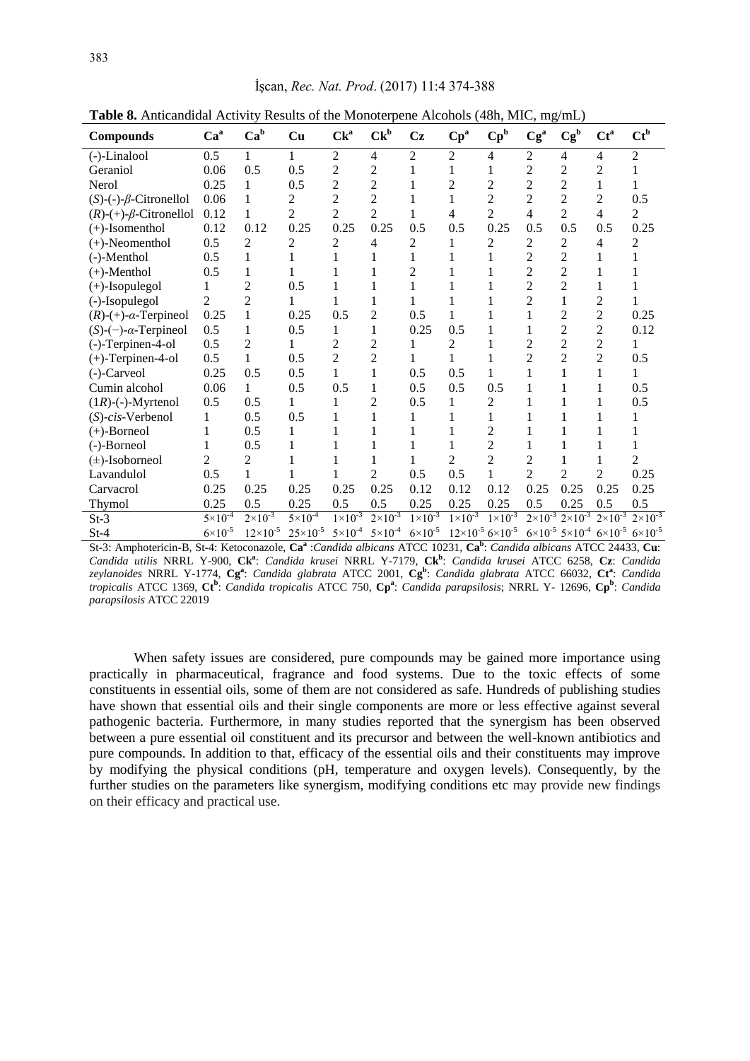**Table 8.** Anticandidal Activity Results of the Monoterpene Alcohols (48h, MIC, mg/mL)

| Compounds | Ca[a] | Ca[b] | Cu | Ck[a] | Ck[b] | Cz | Cp[a] | Cp[b] | Cg[a] | Cg[b] | Ct[a] | Ct[b] |
|---|---|---|---|---|---|---|---|---|---|---|---|---|
| (-)-Linalool | 0.5 | 1 | 1 | 2 | 4 | 2 | 2 | 4 | 2 | 4 | 4 | 2 |
| Geraniol | 0.06 | 0.5 | 0.5 | 2 | 2 | 1 | 1 | 1 | 2 | 2 | 2 | 1 |
| Nerol | 0.25 | 1 | 0.5 | 2 | 2 | 1 | 2 | 2 | 2 | 2 | 1 | 1 |
| (*S*)-(-)-*β*-Citronellol | 0.06 | 1 | 2 | 2 | 2 | 1 | 1 | 2 | 2 | 2 | 2 | 0.5 |
| (*R*)-(+)-*β*-Citronellol | 0.12 | 1 | 2 | 2 | 2 | 1 | 4 | 2 | 4 | 2 | 4 | 2 |
| (+)-Isomenthol | 0.12 | 0.12 | 0.25 | 0.25 | 0.25 | 0.5 | 0.5 | 0.25 | 0.5 | 0.5 | 0.5 | 0.25 |
| (+)-Neomenthol | 0.5 | 2 | 2 | 2 | 4 | 2 | 1 | 2 | 2 | 2 | 4 | 2 |
| (-)-Menthol | 0.5 | 1 | 1 | 1 | 1 | 1 | 1 | 1 | 2 | 2 | 1 | 1 |
| (+)-Menthol | 0.5 | 1 | 1 | 1 | 1 | 2 | 1 | 1 | 2 | 2 | 1 | 1 |
| (+)-Isopulegol | 1 | 2 | 0.5 | 1 | 1 | 1 | 1 | 1 | 2 | 2 | 1 | 1 |
| (-)-Isopulegol | 2 | 2 | 1 | 1 | 1 | 1 | 1 | 1 | 2 | 1 | 2 | 1 |
| (*R*)-(+)-*α*-Terpineol | 0.25 | 1 | 0.25 | 0.5 | 2 | 0.5 | 1 | 1 | 1 | 2 | 2 | 0.25 |
| (*S*)-(−)-*α*-Terpineol | 0.5 | 1 | 0.5 | 1 | 1 | 0.25 | 0.5 | 1 | 1 | 2 | 2 | 0.12 |
| (-)-Terpinen-4-ol | 0.5 | 2 | 1 | 2 | 2 | 1 | 2 | 1 | 2 | 2 | 2 | 1 |
| (+)-Terpinen-4-ol | 0.5 | 1 | 0.5 | 2 | 2 | 1 | 1 | 1 | 2 | 2 | 2 | 0.5 |
| (-)-Carveol | 0.25 | 0.5 | 0.5 | 1 | 1 | 0.5 | 0.5 | 1 | 1 | 1 | 1 | 1 |
| Cumin alcohol | 0.06 | 1 | 0.5 | 0.5 | 1 | 0.5 | 0.5 | 0.5 | 1 | 1 | 1 | 0.5 |
| (1*R*)-(-)-Myrtenol | 0.5 | 0.5 | 1 | 1 | 2 | 0.5 | 1 | 2 | 1 | 1 | 1 | 0.5 |
| (*S*)-*cis*-Verbenol | 1 | 0.5 | 0.5 | 1 | 1 | 1 | 1 | 1 | 1 | 1 | 1 | 1 |
| (+)-Borneol | 1 | 0.5 | 1 | 1 | 1 | 1 | 1 | 2 | 1 | 1 | 1 | 1 |
| (-)-Borneol | 1 | 0.5 | 1 | 1 | 1 | 1 | 1 | 2 | 1 | 1 | 1 | 1 |
| (±)-Isoborneol | 2 | 2 | 1 | 1 | 1 | 1 | 2 | 2 | 2 | 1 | 1 | 2 |
| Lavandulol | 0.5 | 1 | 1 | 1 | 2 | 0.5 | 0.5 | 1 | 2 | 2 | 2 | 0.25 |
| Carvacrol | 0.25 | 0.25 | 0.25 | 0.25 | 0.25 | 0.12 | 0.12 | 0.12 | 0.25 | 0.25 | 0.25 | 0.25 |
| Thymol | 0.25 | 0.5 | 0.25 | 0.5 | 0.5 | 0.25 | 0.25 | 0.25 | 0.5 | 0.25 | 0.5 | 0.5 |
| St-3 | $5\times10^{-4}$ | $2\times10^{-3}$ | $5\times10^{-4}$ | $1\times10^{-3}$ | $2\times10^{-3}$ | $1\times10^{-3}$ | $1\times10^{-3}$ | $1\times10^{-3}$ | $2\times10^{-3}$ | $2\times10^{-3}$ | $2\times10^{-3}$ | $2\times10^{-3}$ |
| St-4 | $6\times10^{-5}$ | $12\times10^{-5}$ | $25\times10^{-5}$ | $5\times10^{-4}$ | $5\times10^{-4}$ | $6\times10^{-5}$ | $12\times10^{-5}$ | $6\times10^{-5}$ | $6\times10^{-5}$ | $5\times10^{-4}$ | $6\times10^{-5}$ | $6\times10^{-5}$ |

St-3: Amphotericin-B, St-4: Ketoconazole, **Ca[a]** :*Candida albicans* ATCC 10231, **Ca[b]**: *Candida albicans* ATCC 24433, **Cu**: *Candida utilis* NRRL Y-900, **Ck[a]**: *Candida krusei* NRRL Y-7179, **Ck[b]**: *Candida krusei* ATCC 6258, **Cz**: *Candida zeylanoides* NRRL Y-1774, **Cg[a]**: *Candida glabrata* ATCC 2001, **Cg[b]**: *Candida glabrata* ATCC 66032, **Ct[a]**: *Candida tropicalis* ATCC 1369, **Ct[b]**: *Candida tropicalis* ATCC 750, **Cp[a]**: *Candida parapsilosis*; NRRL Y- 12696, **Cp[b]**: *Candida parapsilosis* ATCC 22019

When safety issues are considered, pure compounds may be gained more importance using practically in pharmaceutical, fragrance and food systems. Due to the toxic effects of some constituents in essential oils, some of them are not considered as safe. Hundreds of publishing studies have shown that essential oils and their single components are more or less effective against several pathogenic bacteria. Furthermore, in many studies reported that the synergism has been observed between a pure essential oil constituent and its precursor and between the well-known antibiotics and pure compounds. In addition to that, efficacy of the essential oils and their constituents may improve by modifying the physical conditions (pH, temperature and oxygen levels). Consequently, by the further studies on the parameters like synergism, modifying conditions etc may provide new findings on their efficacy and practical use.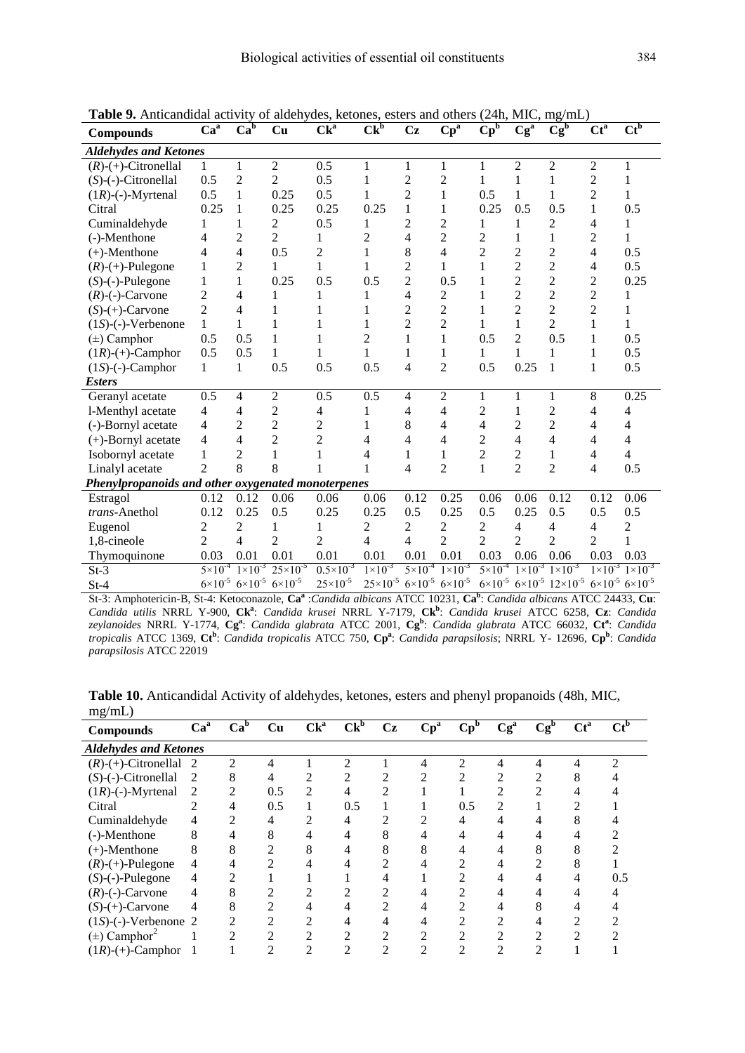**Table 9.** Anticandidal activity of aldehydes, ketones, esters and others (24h, MIC, mg/mL)

| Compounds | Ca[a] | Ca[b] | Cu | Ck[a] | Ck[b] | Cz | Cp[a] | Cp[b] | Cg[a] | Cg[b] | Ct[a] | Ct[b] |
|---|---|---|---|---|---|---|---|---|---|---|---|---|
| ***Aldehydes and Ketones*** | | | | | | | | | | | | |
| (*R*)-(+)-Citronellal | 1 | 1 | 2 | 0.5 | 1 | 1 | 1 | 1 | 2 | 2 | 2 | 1 |
| (*S*)-(-)-Citronellal | 0.5 | 2 | 2 | 0.5 | 1 | 2 | 2 | 1 | 1 | 1 | 2 | 1 |
| (1*R*)-(-)-Myrtenal | 0.5 | 1 | 0.25 | 0.5 | 1 | 2 | 1 | 0.5 | 1 | 1 | 2 | 1 |
| Citral | 0.25 | 1 | 0.25 | 0.25 | 0.25 | 1 | 1 | 0.25 | 0.5 | 0.5 | 1 | 0.5 |
| Cuminaldehyde | 1 | 1 | 2 | 0.5 | 1 | 2 | 2 | 1 | 1 | 2 | 4 | 1 |
| (-)-Menthone | 4 | 2 | 2 | 1 | 2 | 4 | 2 | 2 | 1 | 1 | 2 | 1 |
| (+)-Menthone | 4 | 4 | 0.5 | 2 | 1 | 8 | 4 | 2 | 2 | 2 | 4 | 0.5 |
| (*R*)-(+)-Pulegone | 1 | 2 | 1 | 1 | 1 | 2 | 1 | 1 | 2 | 2 | 4 | 0.5 |
| (*S*)-(-)-Pulegone | 1 | 1 | 0.25 | 0.5 | 0.5 | 2 | 0.5 | 1 | 2 | 2 | 2 | 0.25 |
| (*R*)-(-)-Carvone | 2 | 4 | 1 | 1 | 1 | 4 | 2 | 1 | 2 | 2 | 2 | 1 |
| (*S*)-(+)-Carvone | 2 | 4 | 1 | 1 | 1 | 2 | 2 | 1 | 2 | 2 | 2 | 1 |
| (1*S*)-(-)-Verbenone | 1 | 1 | 1 | 1 | 1 | 2 | 2 | 1 | 1 | 2 | 1 | 1 |
| (±) Camphor | 0.5 | 0.5 | 1 | 1 | 2 | 1 | 1 | 0.5 | 2 | 0.5 | 1 | 0.5 |
| (1*R*)-(+)-Camphor | 0.5 | 0.5 | 1 | 1 | 1 | 1 | 1 | 1 | 1 | 1 | 1 | 0.5 |
| (1*S*)-(-)-Camphor | 1 | 1 | 0.5 | 0.5 | 0.5 | 4 | 2 | 0.5 | 0.25 | 1 | 1 | 0.5 |
| ***Esters*** | | | | | | | | | | | | |
| Geranyl acetate | 0.5 | 4 | 2 | 0.5 | 0.5 | 4 | 2 | 1 | 1 | 1 | 8 | 0.25 |
| l-Menthyl acetate | 4 | 4 | 2 | 4 | 1 | 4 | 4 | 2 | 1 | 2 | 4 | 4 |
| (-)-Bornyl acetate | 4 | 2 | 2 | 2 | 1 | 8 | 4 | 4 | 2 | 2 | 4 | 4 |
| (+)-Bornyl acetate | 4 | 4 | 2 | 2 | 4 | 4 | 4 | 2 | 4 | 4 | 4 | 4 |
| Isobornyl acetate | 1 | 2 | 1 | 1 | 4 | 1 | 1 | 2 | 2 | 1 | 4 | 4 |
| Linalyl acetate | 2 | 8 | 8 | 1 | 1 | 4 | 2 | 1 | 2 | 2 | 4 | 0.5 |
| ***Phenylpropanoids and other oxygenated monoterpenes*** | | | | | | | | | | | | |
| Estragol | 0.12 | 0.12 | 0.06 | 0.06 | 0.06 | 0.12 | 0.25 | 0.06 | 0.06 | 0.12 | 0.12 | 0.06 |
| *trans*-Anethol | 0.12 | 0.25 | 0.5 | 0.25 | 0.25 | 0.5 | 0.25 | 0.5 | 0.25 | 0.5 | 0.5 | 0.5 |
| Eugenol | 2 | 2 | 1 | 1 | 2 | 2 | 2 | 2 | 4 | 4 | 4 | 2 |
| 1,8-cineole | 2 | 4 | 2 | 2 | 4 | 4 | 2 | 2 | 2 | 2 | 2 | 1 |
| Thymoquinone | 0.03 | 0.01 | 0.01 | 0.01 | 0.01 | 0.01 | 0.01 | 0.03 | 0.06 | 0.06 | 0.03 | 0.03 |
| St-3 | $5\times10^{-4}$ | $1\times10^{-3}$ | $25\times10^{-5}$ | $0.5\times10^{-3}$ | $1\times10^{-3}$ | $5\times10^{-4}$ | $1\times10^{-3}$ | $5\times10^{-4}$ | $1\times10^{-3}$ | $1\times10^{-3}$ | $1\times10^{-3}$ | $1\times10^{-3}$ |
| St-4 | $6\times10^{-5}$ | $6\times10^{-5}$ | $6\times10^{-5}$ | $25\times10^{-5}$ | $25\times10^{-5}$ | $6\times10^{-5}$ | $6\times10^{-5}$ | $6\times10^{-5}$ | $6\times10^{-5}$ | $12\times10^{-5}$ | $6\times10^{-5}$ | $6\times10^{-5}$ |

St-3: Amphotericin-B, St-4: Ketoconazole, **Ca[a]** :*Candida albicans* ATCC 10231, **Ca[b]**: *Candida albicans* ATCC 24433, **Cu**: *Candida utilis* NRRL Y-900, **Ck[a]**: *Candida krusei* NRRL Y-7179, **Ck[b]**: *Candida krusei* ATCC 6258, **Cz**: *Candida zeylanoides* NRRL Y-1774, **Cg[a]**: *Candida glabrata* ATCC 2001, **Cg[b]**: *Candida glabrata* ATCC 66032, **Ct[a]**: *Candida tropicalis* ATCC 1369, **Ct[b]**: *Candida tropicalis* ATCC 750, **Cp[a]**: *Candida parapsilosis*; NRRL Y- 12696, **Cp[b]**: *Candida parapsilosis* ATCC 22019

**Table 10.** Anticandidal Activity of aldehydes, ketones, esters and phenyl propanoids (48h, MIC, mg/mL)

| Compounds | Ca[a] | Ca[b] | Cu | Ck[a] | Ck[b] | Cz | Cp[a] | Cp[b] | Cg[a] | Cg[b] | Ct[a] | Ct[b] |
|---|---|---|---|---|---|---|---|---|---|---|---|---|
| ***Aldehydes and Ketones*** | | | | | | | | | | | | |
| (*R*)-(+)-Citronellal | 2 | 2 | 4 | 1 | 2 | 1 | 4 | 2 | 4 | 4 | 4 | 2 |
| (*S*)-(-)-Citronellal | 2 | 8 | 4 | 2 | 2 | 2 | 2 | 2 | 2 | 2 | 8 | 4 |
| (1*R*)-(-)-Myrtenal | 2 | 2 | 0.5 | 2 | 4 | 2 | 1 | 1 | 2 | 2 | 4 | 4 |
| Citral | 2 | 4 | 0.5 | 1 | 0.5 | 1 | 1 | 0.5 | 2 | 1 | 2 | 1 |
| Cuminaldehyde | 4 | 2 | 4 | 2 | 4 | 2 | 2 | 4 | 4 | 4 | 8 | 4 |
| (-)-Menthone | 8 | 4 | 8 | 4 | 4 | 8 | 4 | 4 | 4 | 4 | 4 | 2 |
| (+)-Menthone | 8 | 8 | 2 | 8 | 4 | 8 | 8 | 4 | 4 | 8 | 8 | 2 |
| (*R*)-(+)-Pulegone | 4 | 4 | 2 | 4 | 4 | 2 | 4 | 2 | 4 | 2 | 8 | 1 |
| (*S*)-(-)-Pulegone | 4 | 2 | 1 | 1 | 1 | 4 | 1 | 2 | 4 | 4 | 4 | 0.5 |
| (*R*)-(-)-Carvone | 4 | 8 | 2 | 2 | 2 | 2 | 4 | 2 | 4 | 4 | 4 | 4 |
| (*S*)-(+)-Carvone | 4 | 8 | 2 | 4 | 4 | 2 | 4 | 2 | 4 | 8 | 4 | 4 |
| (1*S*)-(-)-Verbenone | 2 | 2 | 2 | 2 | 4 | 4 | 4 | 2 | 2 | 4 | 2 | 2 |
| (±) Camphor[2] | 1 | 2 | 2 | 2 | 2 | 2 | 2 | 2 | 2 | 2 | 2 | 2 |
| (1*R*)-(+)-Camphor | 1 | 1 | 2 | 2 | 2 | 2 | 2 | 2 | 2 | 2 | 1 | 1 |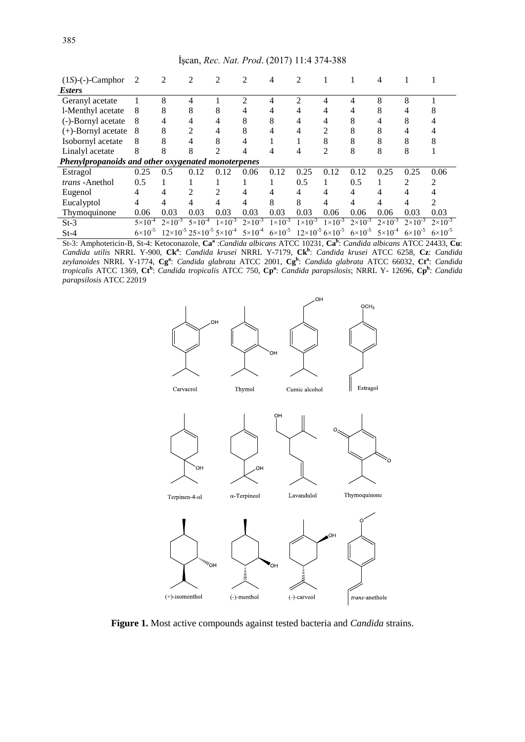| | | | | | | | | | | | | |
|---|---|---|---|---|---|---|---|---|---|---|---|---|
| (1*S*)-(-)-Camphor | 2 | 2 | 2 | 2 | 2 | 4 | 2 | 1 | 1 | 4 | 1 | 1 |
| ***Esters*** | | | | | | | | | | | | |
| Geranyl acetate | 1 | 8 | 4 | 1 | 2 | 4 | 2 | 4 | 4 | 8 | 8 | 1 |
| l-Menthyl acetate | 8 | 8 | 8 | 8 | 4 | 4 | 4 | 4 | 4 | 8 | 4 | 8 |
| (-)-Bornyl acetate | 8 | 4 | 4 | 4 | 8 | 8 | 4 | 4 | 8 | 4 | 8 | 4 |
| (+)-Bornyl acetate | 8 | 8 | 2 | 4 | 8 | 4 | 4 | 2 | 8 | 8 | 4 | 4 |
| Isobornyl acetate | 8 | 8 | 4 | 8 | 4 | 1 | 1 | 8 | 8 | 8 | 8 | 8 |
| Linalyl acetate | 8 | 8 | 8 | 2 | 4 | 4 | 4 | 2 | 8 | 8 | 8 | 1 |
| ***Phenylpropanoids and other oxygenated monoterpenes*** | | | | | | | | | | | | |
| Estragol | 0.25 | 0.5 | 0.12 | 0.12 | 0.06 | 0.12 | 0.25 | 0.12 | 0.12 | 0.25 | 0.25 | 0.06 |
| *trans* -Anethol | 0.5 | 1 | 1 | 1 | 1 | 1 | 0.5 | 1 | 0.5 | 1 | 2 | 2 |
| Eugenol | 4 | 4 | 2 | 2 | 4 | 4 | 4 | 4 | 4 | 4 | 4 | 4 |
| Eucalyptol | 4 | 4 | 4 | 4 | 4 | 8 | 8 | 4 | 4 | 4 | 4 | 2 |
| Thymoquinone | 0.06 | 0.03 | 0.03 | 0.03 | 0.03 | 0.03 | 0.03 | 0.06 | 0.06 | 0.06 | 0.03 | 0.03 |
| St-3 | $5\times10^{-4}$ | $2\times10^{-3}$ | $5\times10^{-4}$ | $1\times10^{-3}$ | $2\times10^{-3}$ | $1\times10^{-3}$ | $1\times10^{-3}$ | $1\times10^{-3}$ | $2\times10^{-3}$ | $2\times10^{-3}$ | $2\times10^{-3}$ | $2\times10^{-3}$ |
| St-4 | $6\times10^{-5}$ | $12\times10^{-5}$ | $25\times10^{-5}$ | $5\times10^{-4}$ | $5\times10^{-4}$ | $6\times10^{-5}$ | $12\times10^{-5}$ | $6\times10^{-5}$ | $6\times10^{-5}$ | $5\times10^{-4}$ | $6\times10^{-5}$ | $6\times10^{-5}$ |

St-3: Amphotericin-B, St-4: Ketoconazole, **Ca[a]** :*Candida albicans* ATCC 10231, **Ca[b]**: *Candida albicans* ATCC 24433, **Cu**: *Candida utilis* NRRL Y-900, **Ck[a]**: *Candida krusei* NRRL Y-7179, **Ck[b]**: *Candida krusei* ATCC 6258, **Cz**: *Candida zeylanoides* NRRL Y-1774, **Cg[a]**: *Candida glabrata* ATCC 2001, **Cg[b]**: *Candida glabrata* ATCC 66032, **Ct[a]**: *Candida tropicalis* ATCC 1369, **Ct[b]**: *Candida tropicalis* ATCC 750, **Cp[a]**: *Candida parapsilosis*; NRRL Y- 12696, **Cp[b]**: *Candida parapsilosis* ATCC 22019

**Figure 1.** Most active compounds against tested bacteria and *Candida* strains.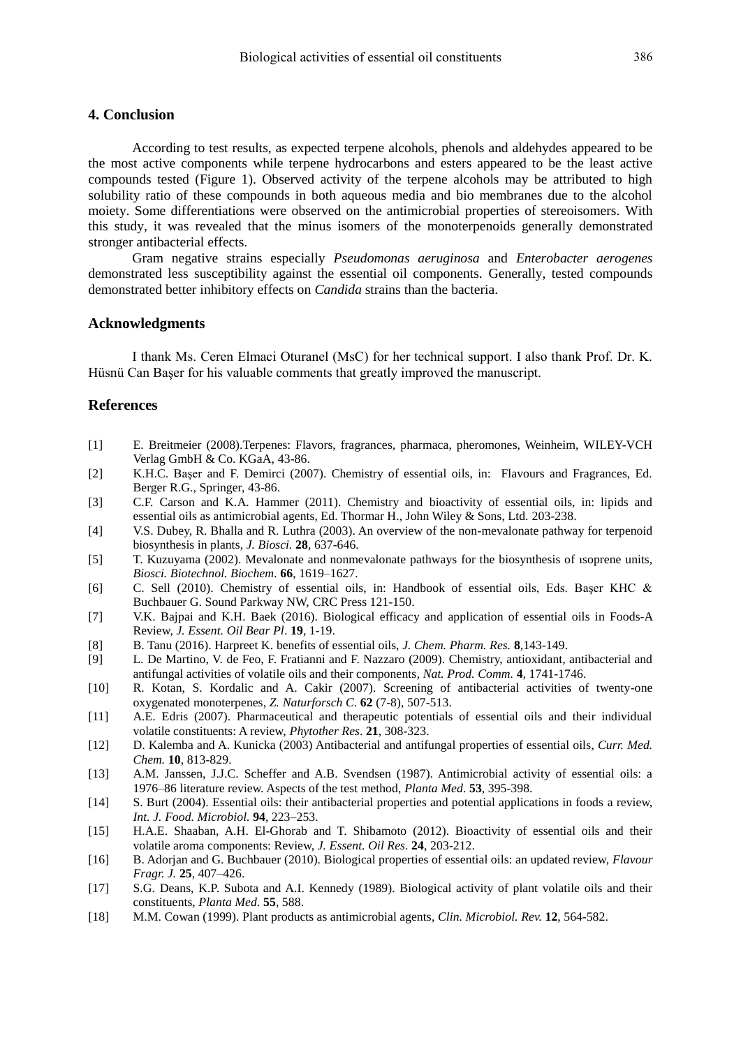## 4. Conclusion

According to test results, as expected terpene alcohols, phenols and aldehydes appeared to be the most active components while terpene hydrocarbons and esters appeared to be the least active compounds tested (Figure 1). Observed activity of the terpene alcohols may be attributed to high solubility ratio of these compounds in both aqueous media and bio membranes due to the alcohol moiety. Some differentiations were observed on the antimicrobial properties of stereoisomers. With this study, it was revealed that the minus isomers of the monoterpenoids generally demonstrated stronger antibacterial effects.

Gram negative strains especially *Pseudomonas aeruginosa* and *Enterobacter aerogenes* demonstrated less susceptibility against the essential oil components. Generally, tested compounds demonstrated better inhibitory effects on *Candida* strains than the bacteria.

## Acknowledgments

I thank Ms. Ceren Elmaci Oturanel (MsC) for her technical support. I also thank Prof. Dr. K. Hüsnü Can Başer for his valuable comments that greatly improved the manuscript.

## References

[1] E. Breitmeier (2008).Terpenes: Flavors, fragrances, pharmaca, pheromones, Weinheim, WILEY-VCH Verlag GmbH & Co. KGaA, 43-86.

[2] K.H.C. Başer and F. Demirci (2007). Chemistry of essential oils, in: Flavours and Fragrances, Ed. Berger R.G., Springer, 43-86.

[3] C.F. Carson and K.A. Hammer (2011). Chemistry and bioactivity of essential oils, in: lipids and essential oils as antimicrobial agents, Ed. Thormar H., John Wiley & Sons, Ltd. 203-238.

[4] V.S. Dubey, R. Bhalla and R. Luthra (2003). An overview of the non-mevalonate pathway for terpenoid biosynthesis in plants, *J. Biosci.* **28**, 637-646.

[5] T. Kuzuyama (2002). Mevalonate and nonmevalonate pathways for the biosynthesis of ısoprene units, *Biosci. Biotechnol. Biochem*. **66**, 1619–1627.

[6] C. Sell (2010). Chemistry of essential oils, in: Handbook of essential oils, Eds. Başer KHC & Buchbauer G. Sound Parkway NW, CRC Press 121-150.

[7] V.K. Bajpai and K.H. Baek (2016). Biological efficacy and application of essential oils in Foods-A Review, *J. Essent. Oil Bear Pl*. **19**, 1-19.

[8] B. Tanu (2016). Harpreet K. benefits of essential oils, *J. Chem. Pharm. Res.* **8**,143-149.

[9] L. De Martino, V. de Feo, F. Fratianni and F. Nazzaro (2009). Chemistry, antioxidant, antibacterial and antifungal activities of volatile oils and their components, *Nat. Prod. Comm.* **4**, 1741-1746.

[10] R. Kotan, S. Kordalic and A. Cakir (2007). Screening of antibacterial activities of twenty-one oxygenated monoterpenes, *Z. Naturforsch C*. **62** (7-8), 507-513.

[11] A.E. Edris (2007). Pharmaceutical and therapeutic potentials of essential oils and their individual volatile constituents: A review, *Phytother Res*. **21**, 308-323.

[12] D. Kalemba and A. Kunicka (2003) Antibacterial and antifungal properties of essential oils, *Curr. Med. Chem.* **10**, 813-829.

[13] A.M. Janssen, J.J.C. Scheffer and A.B. Svendsen (1987). Antimicrobial activity of essential oils: a 1976–86 literature review. Aspects of the test method, *Planta Med*. **53**, 395-398.

[14] S. Burt (2004). Essential oils: their antibacterial properties and potential applications in foods a review, *Int. J. Food. Microbiol.* **94**, 223–253.

[15] H.A.E. Shaaban, A.H. El-Ghorab and T. Shibamoto (2012). Bioactivity of essential oils and their volatile aroma components: Review, *J. Essent. Oil Res*. **24**, 203-212.

[16] B. Adorjan and G. Buchbauer (2010). Biological properties of essential oils: an updated review, *Flavour Fragr. J.* **25**, 407–426.

[17] S.G. Deans, K.P. Subota and A.I. Kennedy (1989). Biological activity of plant volatile oils and their constituents, *Planta Med.* **55**, 588.

[18] M.M. Cowan (1999). Plant products as antimicrobial agents, *Clin. Microbiol. Rev.* **12**, 564-582.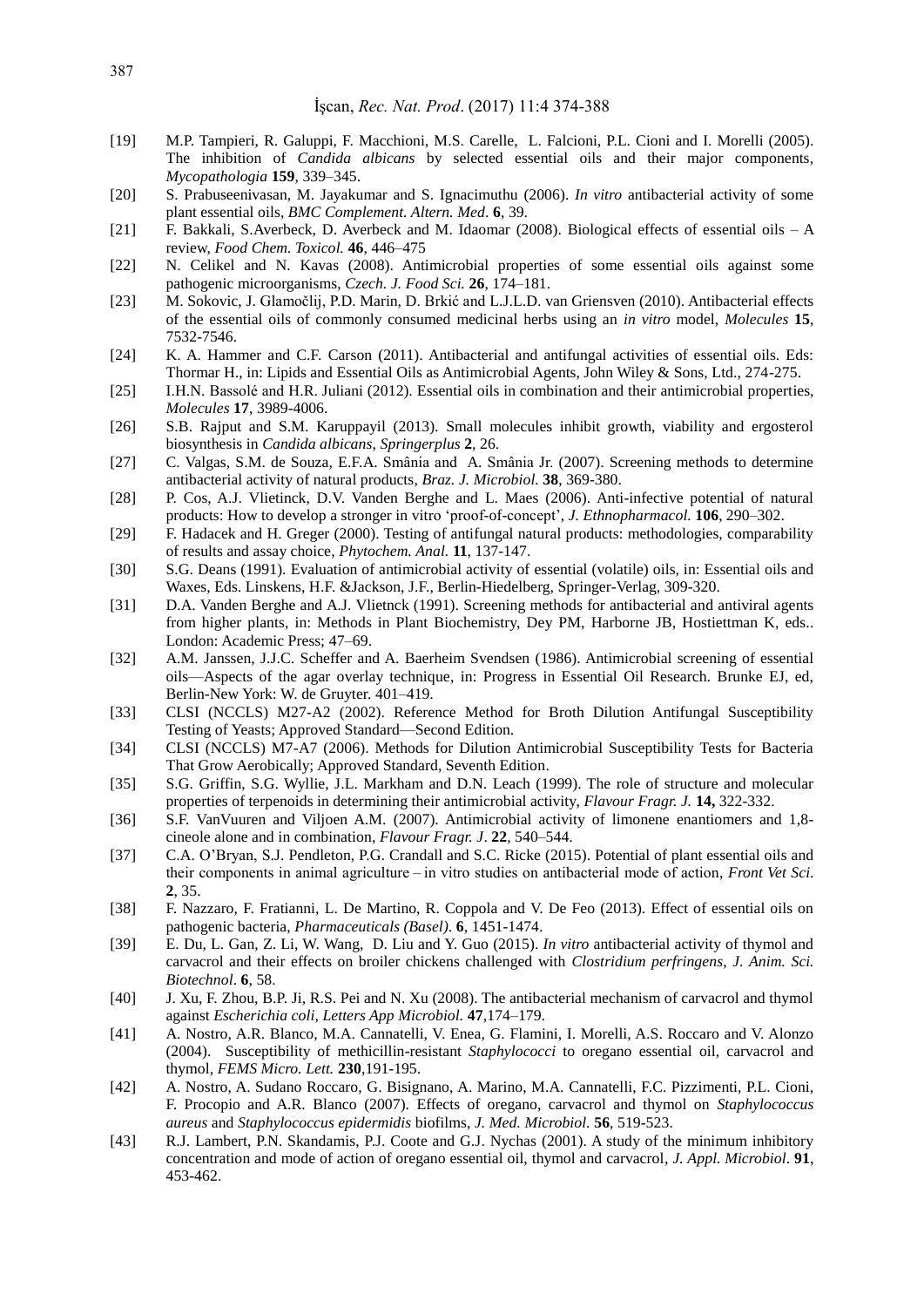[19] M.P. Tampieri, R. Galuppi, F. Macchioni, M.S. Carelle, L. Falcioni, P.L. Cioni and I. Morelli (2005). The inhibition of *Candida albicans* by selected essential oils and their major components, *Mycopathologia* **159**, 339–345.

[20] S. Prabuseenivasan, M. Jayakumar and S. Ignacimuthu (2006). *In vitro* antibacterial activity of some plant essential oils, *BMC Complement. Altern. Med*. **6**, 39.

[21] F. Bakkali, S.Averbeck, D. Averbeck and M. Idaomar (2008). Biological effects of essential oils – A review, *Food Chem. Toxicol.* **46**, 446–475

[22] N. Celikel and N. Kavas (2008). Antimicrobial properties of some essential oils against some pathogenic microorganisms, *Czech. J. Food Sci.* **26**, 174–181.

[23] M. Sokovic, J. Glamočlij, P.D. Marin, D. Brkić and L.J.L.D. van Griensven (2010). Antibacterial effects of the essential oils of commonly consumed medicinal herbs using an *in vitro* model, *Molecules* **15**, 7532-7546.

[24] K. A. Hammer and C.F. Carson (2011). Antibacterial and antifungal activities of essential oils. Eds: Thormar H., in: Lipids and Essential Oils as Antimicrobial Agents, John Wiley & Sons, Ltd., 274-275.

[25] I.H.N. Bassolé and H.R. Juliani (2012). Essential oils in combination and their antimicrobial properties, *Molecules* **17**, 3989-4006.

[26] S.B. Rajput and S.M. Karuppayil (2013). Small molecules inhibit growth, viability and ergosterol biosynthesis in *Candida albicans, Springerplus* **2**, 26.

[27] C. Valgas, S.M. de Souza, E.F.A. Smânia and A. Smânia Jr. (2007). Screening methods to determine antibacterial activity of natural products, *Braz. J. Microbiol.* **38**, 369-380.

[28] P. Cos, A.J. Vlietinck, D.V. Vanden Berghe and L. Maes (2006). Anti-infective potential of natural products: How to develop a stronger in vitro 'proof-of-concept', *J. Ethnopharmacol.* **106**, 290–302.

[29] F. Hadacek and H. Greger (2000). Testing of antifungal natural products: methodologies, comparability of results and assay choice, *Phytochem. Anal.* **11**, 137-147.

[30] S.G. Deans (1991). Evaluation of antimicrobial activity of essential (volatile) oils, in: Essential oils and Waxes, Eds. Linskens, H.F. &Jackson, J.F., Berlin-Hiedelberg, Springer-Verlag, 309-320.

[31] D.A. Vanden Berghe and A.J. Vlietnck (1991). Screening methods for antibacterial and antiviral agents from higher plants, in: Methods in Plant Biochemistry, Dey PM, Harborne JB, Hostiettman K, eds.. London: Academic Press; 47–69.

[32] A.M. Janssen, J.J.C. Scheffer and A. Baerheim Svendsen (1986). Antimicrobial screening of essential oils—Aspects of the agar overlay technique, in: Progress in Essential Oil Research. Brunke EJ, ed, Berlin-New York: W. de Gruyter. 401–419.

[33] CLSI (NCCLS) M27-A2 (2002). Reference Method for Broth Dilution Antifungal Susceptibility Testing of Yeasts; Approved Standard—Second Edition.

[34] CLSI (NCCLS) M7-A7 (2006). Methods for Dilution Antimicrobial Susceptibility Tests for Bacteria That Grow Aerobically; Approved Standard, Seventh Edition.

[35] S.G. Griffin, S.G. Wyllie, J.L. Markham and D.N. Leach (1999). The role of structure and molecular properties of terpenoids in determining their antimicrobial activity, *Flavour Fragr. J.* **14,** 322-332.

[36] S.F. VanVuuren and Viljoen A.M. (2007). Antimicrobial activity of limonene enantiomers and 1,8-cineole alone and in combination, *Flavour Fragr. J*. **22**, 540–544.

[37] C.A. O'Bryan, S.J. Pendleton, P.G. Crandall and S.C. Ricke (2015). Potential of plant essential oils and their components in animal agriculture – in vitro studies on antibacterial mode of action, *Front Vet Sci.* **2**, 35.

[38] F. Nazzaro, F. Fratianni, L. De Martino, R. Coppola and V. De Feo (2013). Effect of essential oils on pathogenic bacteria, *Pharmaceuticals (Basel)*. **6**, 1451-1474.

[39] E. Du, L. Gan, Z. Li, W. Wang, D. Liu and Y. Guo (2015). *In vitro* antibacterial activity of thymol and carvacrol and their effects on broiler chickens challenged with *Clostridium perfringens, J. Anim. Sci. Biotechnol*. **6**, 58.

[40] J. Xu, F. Zhou, B.P. Ji, R.S. Pei and N. Xu (2008). The antibacterial mechanism of carvacrol and thymol against *Escherichia coli, Letters App Microbiol.* **47**,174–179.

[41] A. Nostro, A.R. Blanco, M.A. Cannatelli, V. Enea, G. Flamini, I. Morelli, A.S. Roccaro and V. Alonzo (2004). Susceptibility of methicillin-resistant *Staphylococci* to oregano essential oil, carvacrol and thymol, *FEMS Micro. Lett.* **230**,191-195.

[42] A. Nostro, A. Sudano Roccaro, G. Bisignano, A. Marino, M.A. Cannatelli, F.C. Pizzimenti, P.L. Cioni, F. Procopio and A.R. Blanco (2007). Effects of oregano, carvacrol and thymol on *Staphylococcus aureus* and *Staphylococcus epidermidis* biofilms, *J. Med. Microbiol.* **56**, 519-523.

[43] R.J. Lambert, P.N. Skandamis, P.J. Coote and G.J. Nychas (2001). A study of the minimum inhibitory concentration and mode of action of oregano essential oil, thymol and carvacrol, *J. Appl. Microbiol*. **91**, 453-462.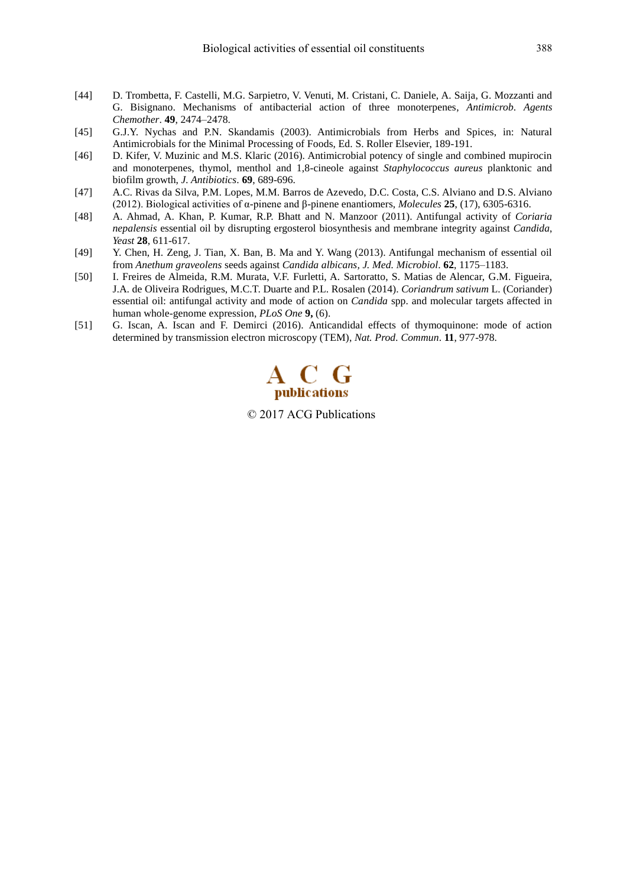[44] D. Trombetta, F. Castelli, M.G. Sarpietro, V. Venuti, M. Cristani, C. Daniele, A. Saija, G. Mozzanti and G. Bisignano. Mechanisms of antibacterial action of three monoterpenes, *Antimicrob. Agents Chemother*. **49**, 2474–2478.

[45] G.J.Y. Nychas and P.N. Skandamis (2003). Antimicrobials from Herbs and Spices, in: Natural Antimicrobials for the Minimal Processing of Foods, Ed. S. Roller Elsevier, 189-191.

[46] D. Kifer, V. Muzinic and M.S. Klaric (2016). Antimicrobial potency of single and combined mupirocin and monoterpenes, thymol, menthol and 1,8-cineole against *Staphylococcus aureus* planktonic and biofilm growth, *J. Antibiotics*. **69**, 689-696.

[47] A.C. Rivas da Silva, P.M. Lopes, M.M. Barros de Azevedo, D.C. Costa, C.S. Alviano and D.S. Alviano (2012). Biological activities of α-pinene and β-pinene enantiomers, *Molecules* **25**, (17), 6305-6316.

[48] A. Ahmad, A. Khan, P. Kumar, R.P. Bhatt and N. Manzoor (2011). Antifungal activity of *Coriaria nepalensis* essential oil by disrupting ergosterol biosynthesis and membrane integrity against *Candida*, *Yeast* **28**, 611-617.

[49] Y. Chen, H. Zeng, J. Tian, X. Ban, B. Ma and Y. Wang (2013). Antifungal mechanism of essential oil from *Anethum graveolens* seeds against *Candida albicans*, *J. Med. Microbiol*. **62**, 1175–1183.

[50] I. Freires de Almeida, R.M. Murata, V.F. Furletti, A. Sartoratto, S. Matias de Alencar, G.M. Figueira, J.A. de Oliveira Rodrigues, M.C.T. Duarte and P.L. Rosalen (2014). *Coriandrum sativum* L. (Coriander) essential oil: antifungal activity and mode of action on *Candida* spp. and molecular targets affected in human whole-genome expression, *PLoS One* **9,** (6).

[51] G. Iscan, A. Iscan and F. Demirci (2016). Anticandidal effects of thymoquinone: mode of action determined by transmission electron microscopy (TEM), *Nat. Prod. Commun*. **11**, 977-978.

A C G
publications

© 2017 ACG Publications